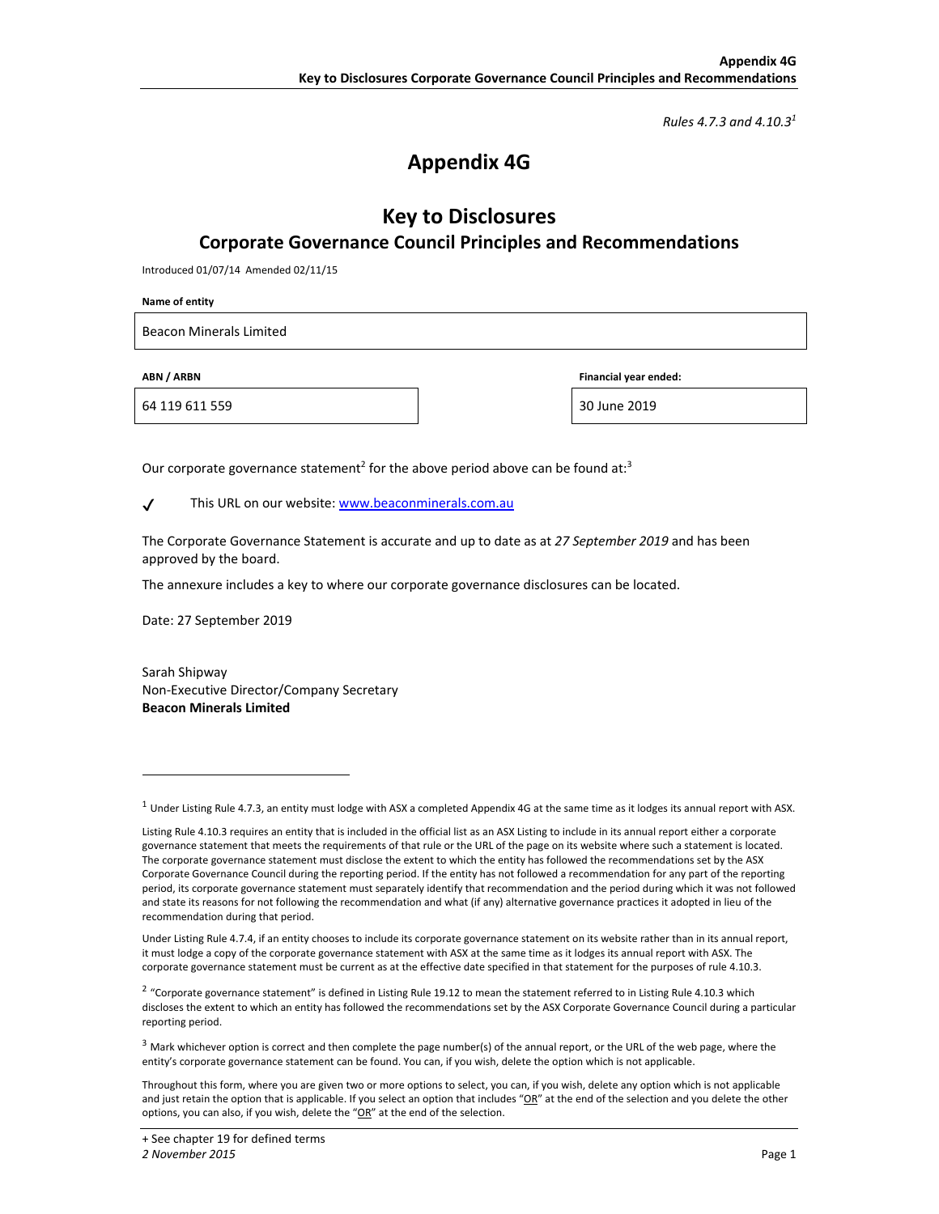*Rules 4.7.3 and 4.10.3*[1]

# Appendix 4G

## Key to Disclosures

### Corporate Governance Council Principles and Recommendations

Introduced 01/07/14 Amended 02/11/15

**Name of entity**

| Beacon Minerals Limited |
|---|

| **ABN / ARBN** | **Financial year ended:** |
|---|---|
| 64 119 611 559 | 30 June 2019 |

Our corporate governance statement[2] for the above period above can be found at:[3]

✓ This URL on our website: [www.beaconminerals.com.au](www.beaconminerals.com.au)

The Corporate Governance Statement is accurate and up to date as at *27 September 2019* and has been approved by the board.

The annexure includes a key to where our corporate governance disclosures can be located.

Date: 27 September 2019

Sarah Shipway
Non-Executive Director/Company Secretary
**Beacon Minerals Limited**

---

[1] Under Listing Rule 4.7.3, an entity must lodge with ASX a completed Appendix 4G at the same time as it lodges its annual report with ASX.

Listing Rule 4.10.3 requires an entity that is included in the official list as an ASX Listing to include in its annual report either a corporate governance statement that meets the requirements of that rule or the URL of the page on its website where such a statement is located. The corporate governance statement must disclose the extent to which the entity has followed the recommendations set by the ASX Corporate Governance Council during the reporting period. If the entity has not followed a recommendation for any part of the reporting period, its corporate governance statement must separately identify that recommendation and the period during which it was not followed and state its reasons for not following the recommendation and what (if any) alternative governance practices it adopted in lieu of the recommendation during that period.

Under Listing Rule 4.7.4, if an entity chooses to include its corporate governance statement on its website rather than in its annual report, it must lodge a copy of the corporate governance statement with ASX at the same time as it lodges its annual report with ASX. The corporate governance statement must be current as at the effective date specified in that statement for the purposes of rule 4.10.3.

[2] "Corporate governance statement" is defined in Listing Rule 19.12 to mean the statement referred to in Listing Rule 4.10.3 which discloses the extent to which an entity has followed the recommendations set by the ASX Corporate Governance Council during a particular reporting period.

[3] Mark whichever option is correct and then complete the page number(s) of the annual report, or the URL of the web page, where the entity's corporate governance statement can be found. You can, if you wish, delete the option which is not applicable.

Throughout this form, where you are given two or more options to select, you can, if you wish, delete any option which is not applicable and just retain the option that is applicable. If you select an option that includes "OR" at the end of the selection and you delete the other options, you can also, if you wish, delete the "OR" at the end of the selection.

+ See chapter 19 for defined terms
*2 November 2015*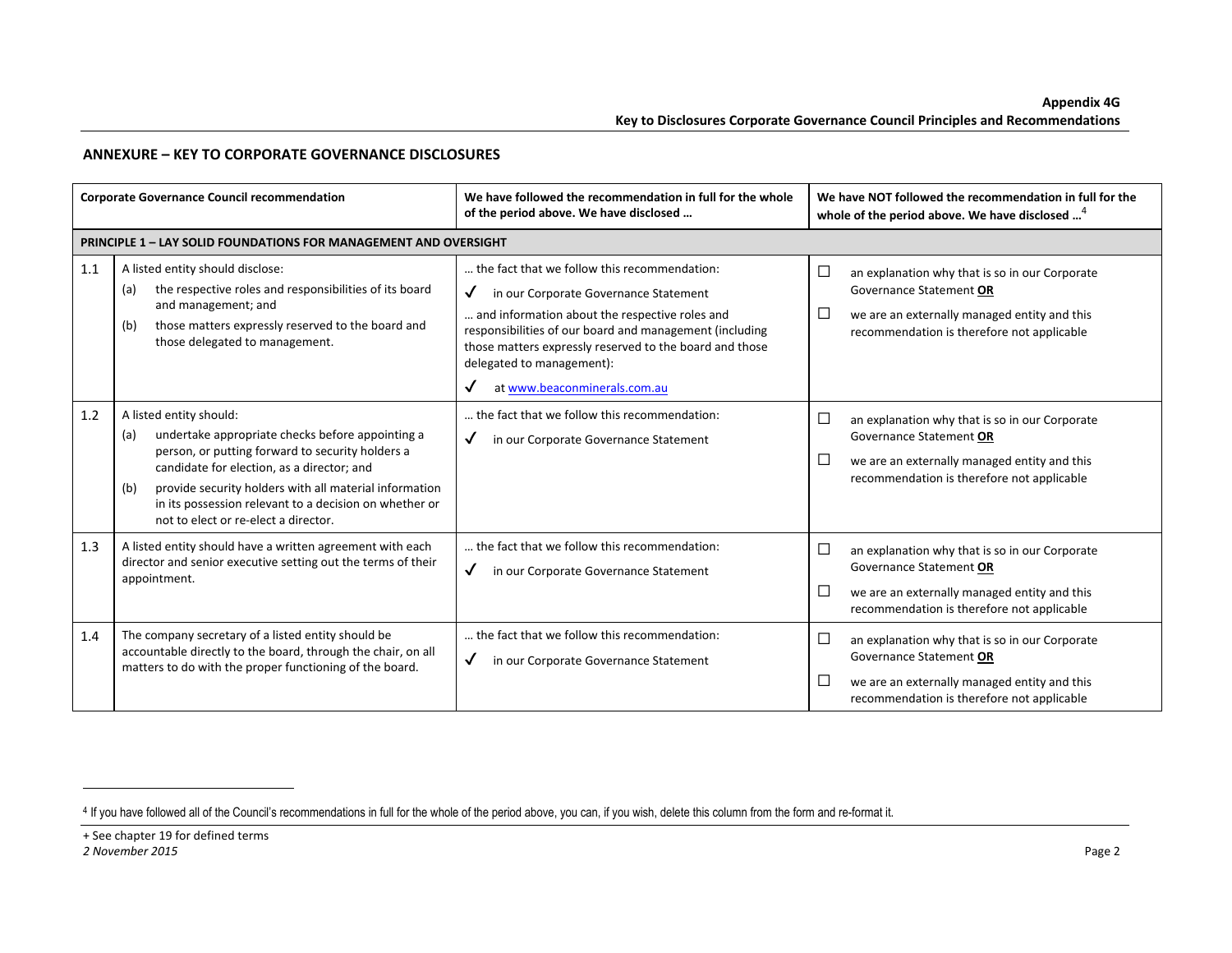## ANNEXURE – KEY TO CORPORATE GOVERNANCE DISCLOSURES

| | Corporate Governance Council recommendation | We have followed the recommendation in full for the whole of the period above. We have disclosed … | We have NOT followed the recommendation in full for the whole of the period above. We have disclosed …[4] |
|---|---|---|---|
| **PRINCIPLE 1 – LAY SOLID FOUNDATIONS FOR MANAGEMENT AND OVERSIGHT** | | | |
| 1.1 | A listed entity should disclose:<br>(a) the respective roles and responsibilities of its board and management; and<br>(b) those matters expressly reserved to the board and those delegated to management. | … the fact that we follow this recommendation:<br>✓ in our Corporate Governance Statement<br>… and information about the respective roles and responsibilities of our board and management (including those matters expressly reserved to the board and those delegated to management):<br>✓ at www.beaconminerals.com.au | ☐ an explanation why that is so in our Corporate Governance Statement **OR**<br>☐ we are an externally managed entity and this recommendation is therefore not applicable |
| 1.2 | A listed entity should:<br>(a) undertake appropriate checks before appointing a person, or putting forward to security holders a candidate for election, as a director; and<br>(b) provide security holders with all material information in its possession relevant to a decision on whether or not to elect or re-elect a director. | … the fact that we follow this recommendation:<br>✓ in our Corporate Governance Statement | ☐ an explanation why that is so in our Corporate Governance Statement **OR**<br>☐ we are an externally managed entity and this recommendation is therefore not applicable |
| 1.3 | A listed entity should have a written agreement with each director and senior executive setting out the terms of their appointment. | … the fact that we follow this recommendation:<br>✓ in our Corporate Governance Statement | ☐ an explanation why that is so in our Corporate Governance Statement **OR**<br>☐ we are an externally managed entity and this recommendation is therefore not applicable |
| 1.4 | The company secretary of a listed entity should be accountable directly to the board, through the chair, on all matters to do with the proper functioning of the board. | … the fact that we follow this recommendation:<br>✓ in our Corporate Governance Statement | ☐ an explanation why that is so in our Corporate Governance Statement **OR**<br>☐ we are an externally managed entity and this recommendation is therefore not applicable |

[4] If you have followed all of the Council's recommendations in full for the whole of the period above, you can, if you wish, delete this column from the form and re-format it.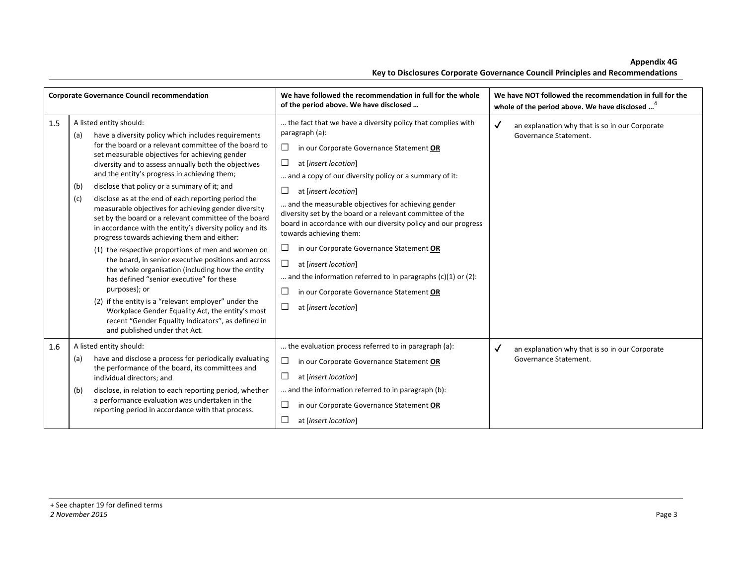| | Corporate Governance Council recommendation | We have followed the recommendation in full for the whole of the period above. We have disclosed … | We have NOT followed the recommendation in full for the whole of the period above. We have disclosed …[4] |
|---|---|---|---|
| 1.5 | A listed entity should:<br>(a) have a diversity policy which includes requirements for the board or a relevant committee of the board to set measurable objectives for achieving gender diversity and to assess annually both the objectives and the entity's progress in achieving them;<br>(b) disclose that policy or a summary of it; and<br>(c) disclose as at the end of each reporting period the measurable objectives for achieving gender diversity set by the board or a relevant committee of the board in accordance with the entity's diversity policy and its progress towards achieving them and either:<br>(1) the respective proportions of men and women on the board, in senior executive positions and across the whole organisation (including how the entity has defined "senior executive" for these purposes); or<br>(2) if the entity is a "relevant employer" under the Workplace Gender Equality Act, the entity's most recent "Gender Equality Indicators", as defined in and published under that Act. | … the fact that we have a diversity policy that complies with paragraph (a):<br>☐ in our Corporate Governance Statement **OR**<br>☐ at [*insert location*]<br>… and a copy of our diversity policy or a summary of it:<br>☐ at [*insert location*]<br>… and the measurable objectives for achieving gender diversity set by the board or a relevant committee of the board in accordance with our diversity policy and our progress towards achieving them:<br>☐ in our Corporate Governance Statement **OR**<br>☐ at [*insert location*]<br>… and the information referred to in paragraphs (c)(1) or (2):<br>☐ in our Corporate Governance Statement **OR**<br>☐ at [*insert location*] | ✓ an explanation why that is so in our Corporate Governance Statement. |
| 1.6 | A listed entity should:<br>(a) have and disclose a process for periodically evaluating the performance of the board, its committees and individual directors; and<br>(b) disclose, in relation to each reporting period, whether a performance evaluation was undertaken in the reporting period in accordance with that process. | … the evaluation process referred to in paragraph (a):<br>☐ in our Corporate Governance Statement **OR**<br>☐ at [*insert location*]<br>… and the information referred to in paragraph (b):<br>☐ in our Corporate Governance Statement **OR**<br>☐ at [*insert location*] | ✓ an explanation why that is so in our Corporate Governance Statement. |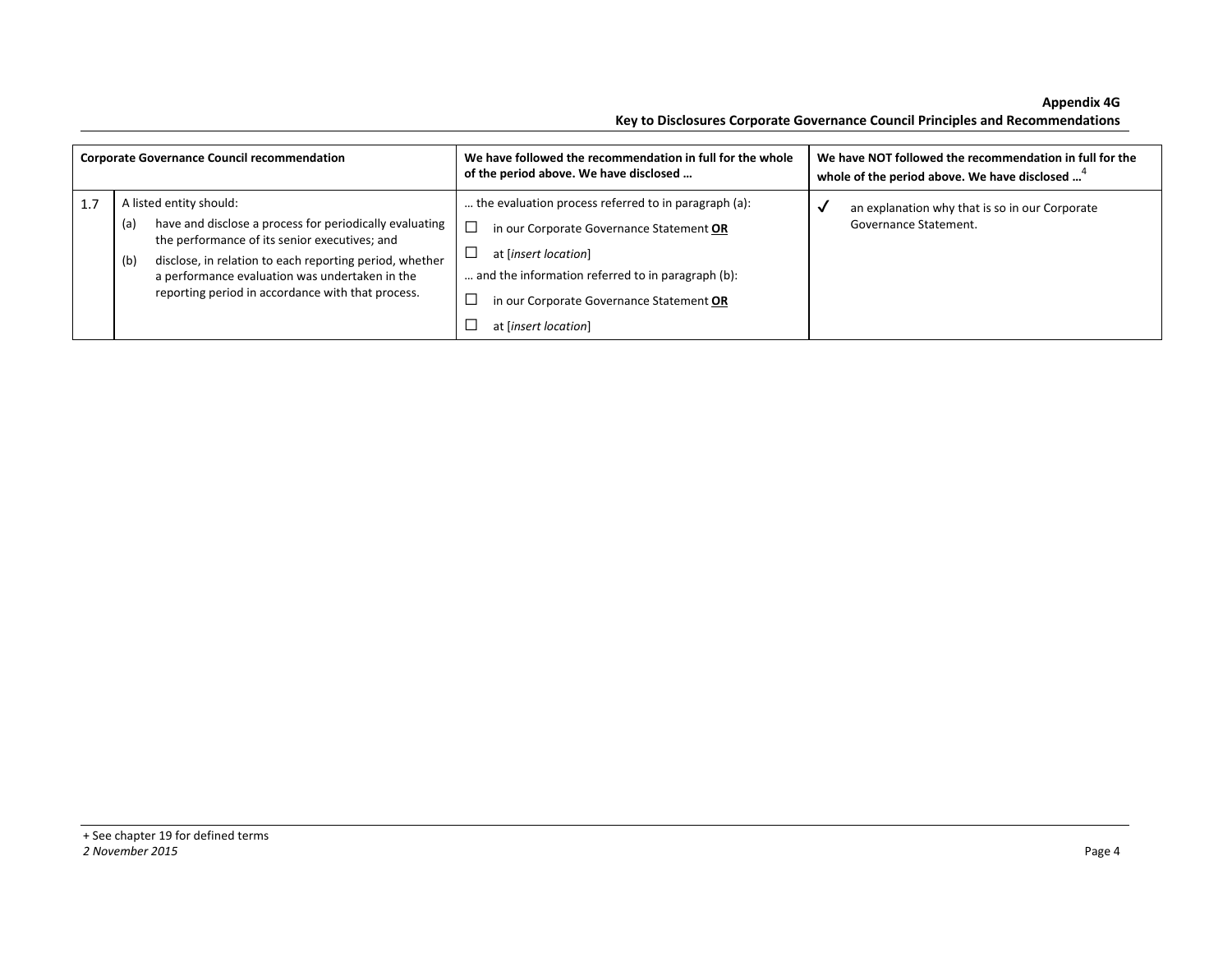| | Corporate Governance Council recommendation | We have followed the recommendation in full for the whole of the period above. We have disclosed … | We have NOT followed the recommendation in full for the whole of the period above. We have disclosed …[4] |
|---|---|---|---|
| 1.7 | A listed entity should:<br>(a) have and disclose a process for periodically evaluating the performance of its senior executives; and<br>(b) disclose, in relation to each reporting period, whether a performance evaluation was undertaken in the reporting period in accordance with that process. | … the evaluation process referred to in paragraph (a):<br>☐ in our Corporate Governance Statement **OR**<br>☐ at [*insert location*]<br>… and the information referred to in paragraph (b):<br>☐ in our Corporate Governance Statement **OR**<br>☐ at [*insert location*] | ✓ an explanation why that is so in our Corporate Governance Statement. |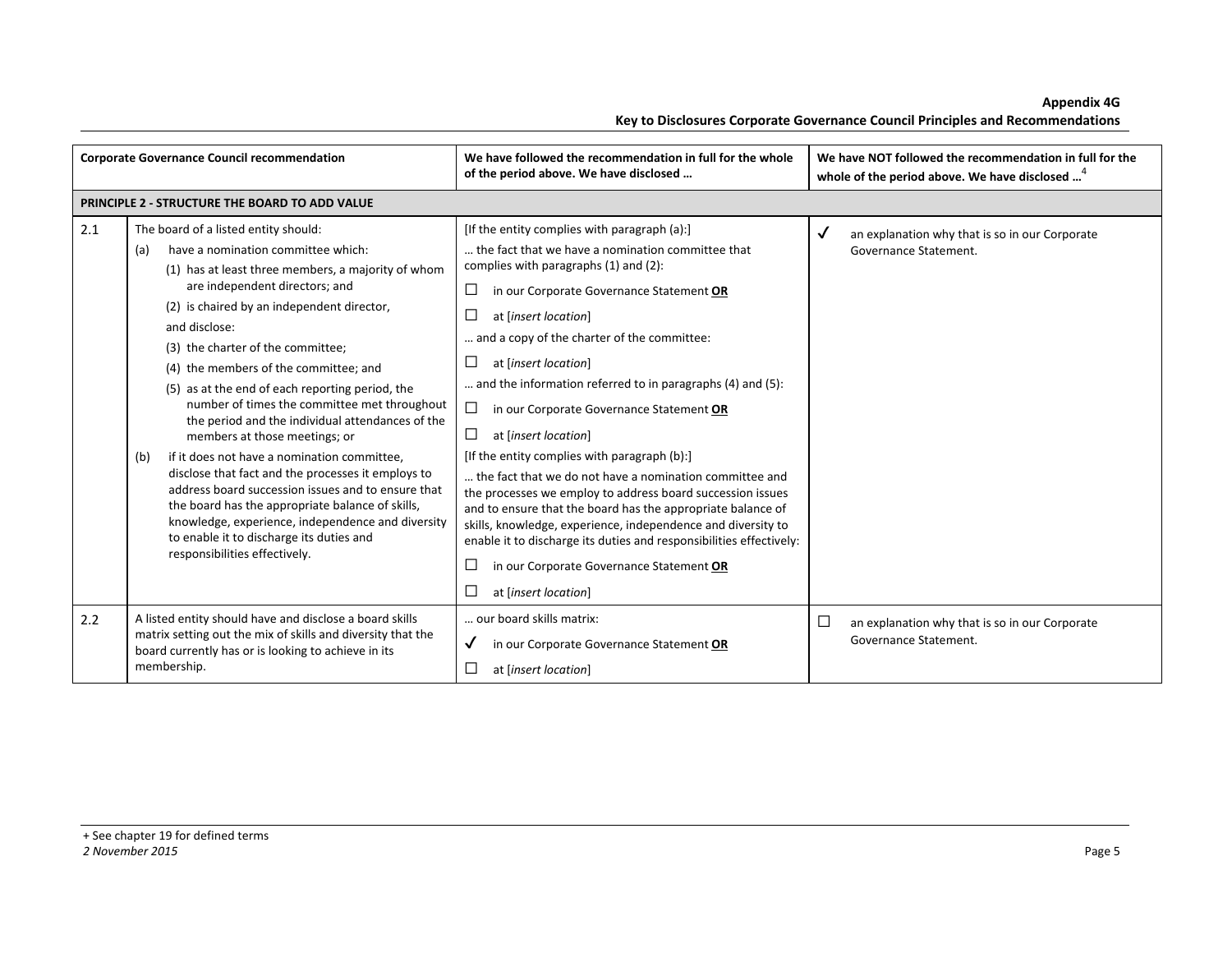| | Corporate Governance Council recommendation | We have followed the recommendation in full for the whole of the period above. We have disclosed … | We have NOT followed the recommendation in full for the whole of the period above. We have disclosed …[4] |
|---|---|---|---|
| **PRINCIPLE 2 - STRUCTURE THE BOARD TO ADD VALUE** | | | |
| 2.1 | The board of a listed entity should:<br>(a) have a nomination committee which:<br>(1) has at least three members, a majority of whom are independent directors; and<br>(2) is chaired by an independent director,<br>and disclose:<br>(3) the charter of the committee;<br>(4) the members of the committee; and<br>(5) as at the end of each reporting period, the number of times the committee met throughout the period and the individual attendances of the members at those meetings; or<br>(b) if it does not have a nomination committee, disclose that fact and the processes it employs to address board succession issues and to ensure that the board has the appropriate balance of skills, knowledge, experience, independence and diversity to enable it to discharge its duties and responsibilities effectively. | [If the entity complies with paragraph (a):]<br>… the fact that we have a nomination committee that complies with paragraphs (1) and (2):<br>☐ in our Corporate Governance Statement **OR**<br>☐ at [*insert location*]<br>… and a copy of the charter of the committee:<br>☐ at [*insert location*]<br>… and the information referred to in paragraphs (4) and (5):<br>☐ in our Corporate Governance Statement **OR**<br>☐ at [*insert location*]<br>[If the entity complies with paragraph (b):]<br>… the fact that we do not have a nomination committee and the processes we employ to address board succession issues and to ensure that the board has the appropriate balance of skills, knowledge, experience, independence and diversity to enable it to discharge its duties and responsibilities effectively:<br>☐ in our Corporate Governance Statement **OR**<br>☐ at [*insert location*] | ✓ an explanation why that is so in our Corporate Governance Statement. |
| 2.2 | A listed entity should have and disclose a board skills matrix setting out the mix of skills and diversity that the board currently has or is looking to achieve in its membership. | … our board skills matrix:<br>✓ in our Corporate Governance Statement **OR**<br>☐ at [*insert location*] | ☐ an explanation why that is so in our Corporate Governance Statement. |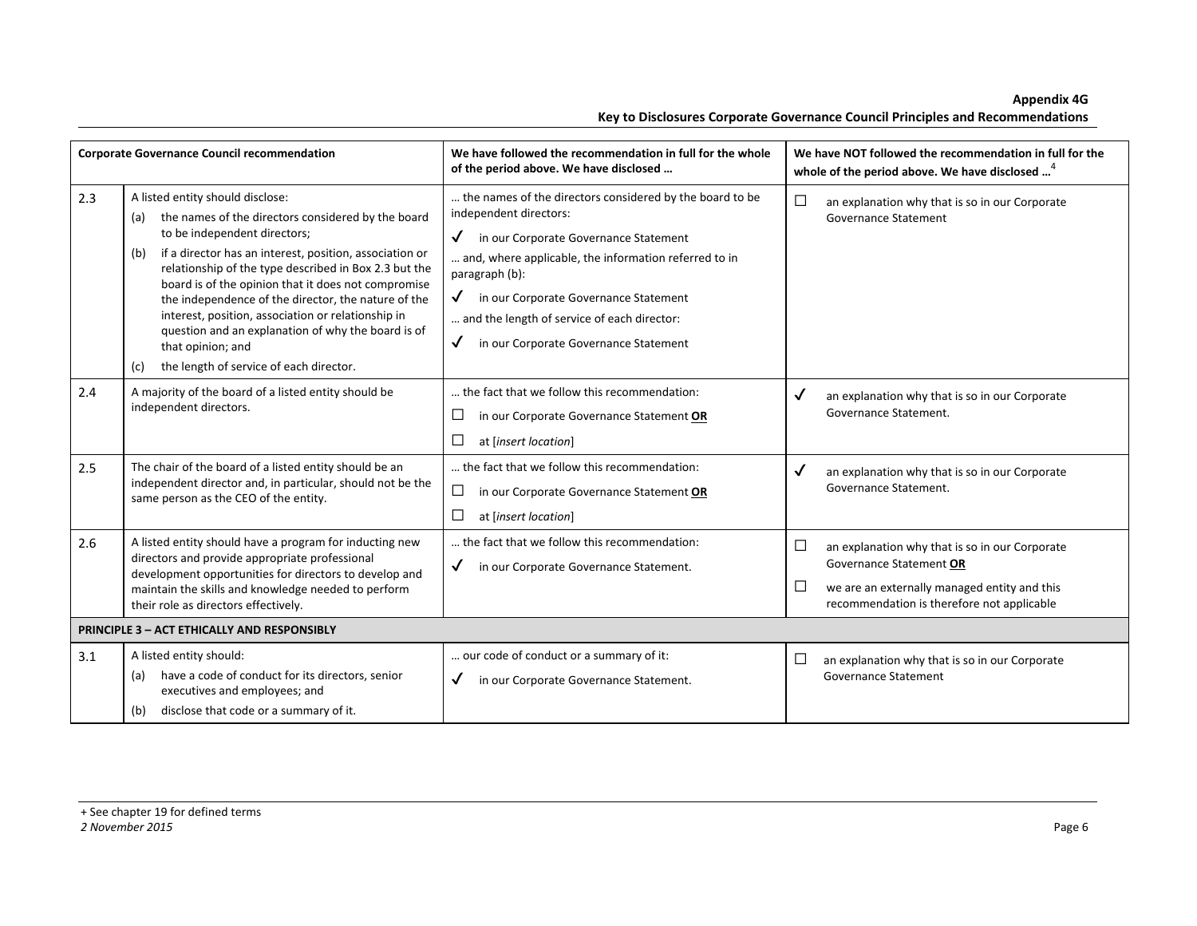| | Corporate Governance Council recommendation | We have followed the recommendation in full for the whole of the period above. We have disclosed … | We have NOT followed the recommendation in full for the whole of the period above. We have disclosed …[4] |
|---|---|---|---|
| 2.3 | A listed entity should disclose:<br>(a) the names of the directors considered by the board to be independent directors;<br>(b) if a director has an interest, position, association or relationship of the type described in Box 2.3 but the board is of the opinion that it does not compromise the independence of the director, the nature of the interest, position, association or relationship in question and an explanation of why the board is of that opinion; and<br>(c) the length of service of each director. | … the names of the directors considered by the board to be independent directors:<br>✓ in our Corporate Governance Statement<br>… and, where applicable, the information referred to in paragraph (b):<br>✓ in our Corporate Governance Statement<br>… and the length of service of each director:<br>✓ in our Corporate Governance Statement | ☐ an explanation why that is so in our Corporate Governance Statement |
| 2.4 | A majority of the board of a listed entity should be independent directors. | … the fact that we follow this recommendation:<br>☐ in our Corporate Governance Statement **OR**<br>☐ at [*insert location*] | ✓ an explanation why that is so in our Corporate Governance Statement. |
| 2.5 | The chair of the board of a listed entity should be an independent director and, in particular, should not be the same person as the CEO of the entity. | … the fact that we follow this recommendation:<br>☐ in our Corporate Governance Statement **OR**<br>☐ at [*insert location*] | ✓ an explanation why that is so in our Corporate Governance Statement. |
| 2.6 | A listed entity should have a program for inducting new directors and provide appropriate professional development opportunities for directors to develop and maintain the skills and knowledge needed to perform their role as directors effectively. | … the fact that we follow this recommendation:<br>✓ in our Corporate Governance Statement. | ☐ an explanation why that is so in our Corporate Governance Statement **OR**<br>☐ we are an externally managed entity and this recommendation is therefore not applicable |
| **PRINCIPLE 3 – ACT ETHICALLY AND RESPONSIBLY** | | | |
| 3.1 | A listed entity should:<br>(a) have a code of conduct for its directors, senior executives and employees; and<br>(b) disclose that code or a summary of it. | … our code of conduct or a summary of it:<br>✓ in our Corporate Governance Statement. | ☐ an explanation why that is so in our Corporate Governance Statement |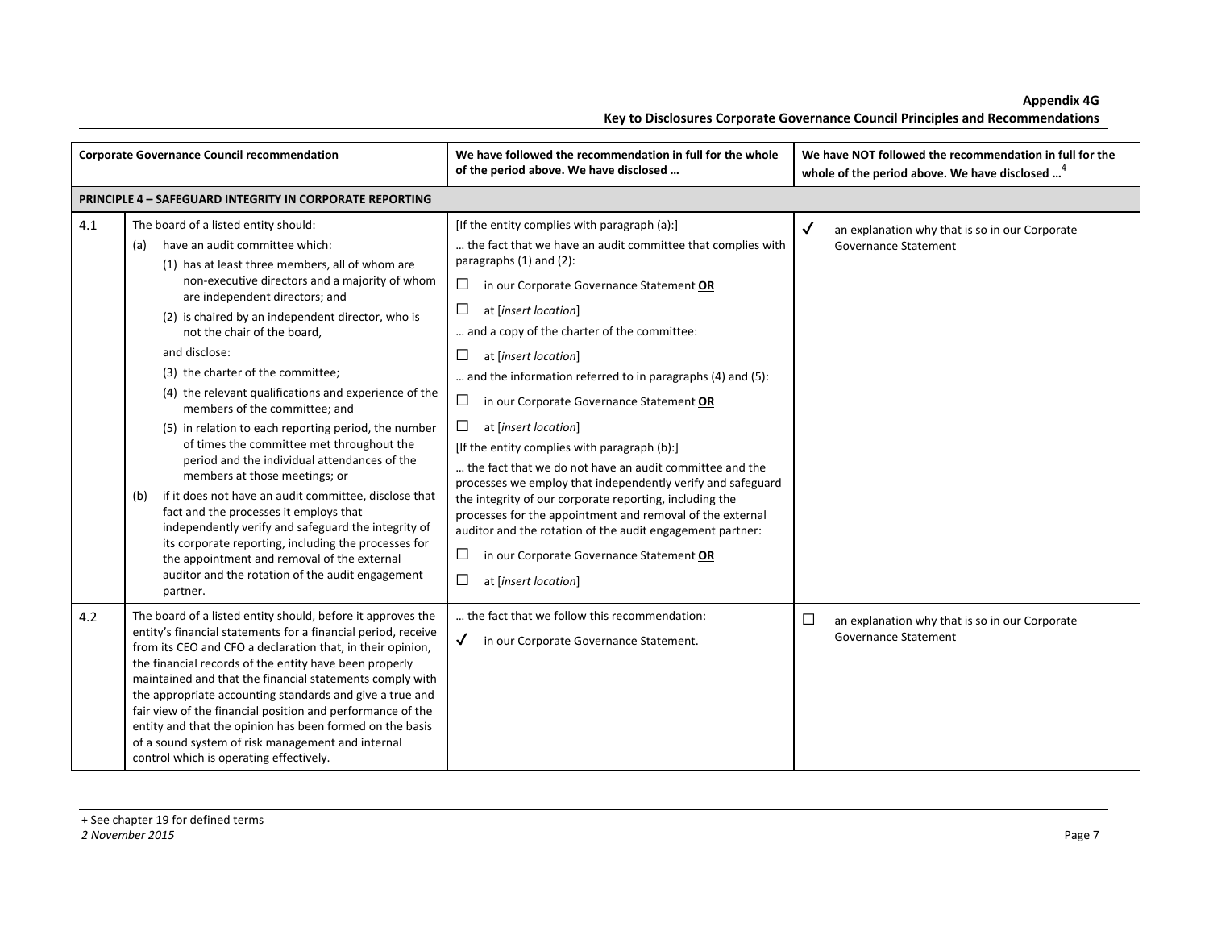| | Corporate Governance Council recommendation | We have followed the recommendation in full for the whole of the period above. We have disclosed … | We have NOT followed the recommendation in full for the whole of the period above. We have disclosed …[4] |
|---|---|---|---|
| **PRINCIPLE 4 – SAFEGUARD INTEGRITY IN CORPORATE REPORTING** | | | |
| 4.1 | The board of a listed entity should:<br>(a) have an audit committee which:<br>(1) has at least three members, all of whom are non-executive directors and a majority of whom are independent directors; and<br>(2) is chaired by an independent director, who is not the chair of the board,<br>and disclose:<br>(3) the charter of the committee;<br>(4) the relevant qualifications and experience of the members of the committee; and<br>(5) in relation to each reporting period, the number of times the committee met throughout the period and the individual attendances of the members at those meetings; or<br>(b) if it does not have an audit committee, disclose that fact and the processes it employs that independently verify and safeguard the integrity of its corporate reporting, including the processes for the appointment and removal of the external auditor and the rotation of the audit engagement partner. | [If the entity complies with paragraph (a):]<br>… the fact that we have an audit committee that complies with paragraphs (1) and (2):<br>☐ in our Corporate Governance Statement **OR**<br>☐ at [*insert location*]<br>… and a copy of the charter of the committee:<br>☐ at [*insert location*]<br>… and the information referred to in paragraphs (4) and (5):<br>☐ in our Corporate Governance Statement **OR**<br>☐ at [*insert location*]<br>[If the entity complies with paragraph (b):]<br>… the fact that we do not have an audit committee and the processes we employ that independently verify and safeguard the integrity of our corporate reporting, including the processes for the appointment and removal of the external auditor and the rotation of the audit engagement partner:<br>☐ in our Corporate Governance Statement **OR**<br>☐ at [*insert location*] | ✓ an explanation why that is so in our Corporate Governance Statement |
| 4.2 | The board of a listed entity should, before it approves the entity's financial statements for a financial period, receive from its CEO and CFO a declaration that, in their opinion, the financial records of the entity have been properly maintained and that the financial statements comply with the appropriate accounting standards and give a true and fair view of the financial position and performance of the entity and that the opinion has been formed on the basis of a sound system of risk management and internal control which is operating effectively. | … the fact that we follow this recommendation:<br>✓ in our Corporate Governance Statement. | ☐ an explanation why that is so in our Corporate Governance Statement |

+ See chapter 19 for defined terms
*2 November 2015*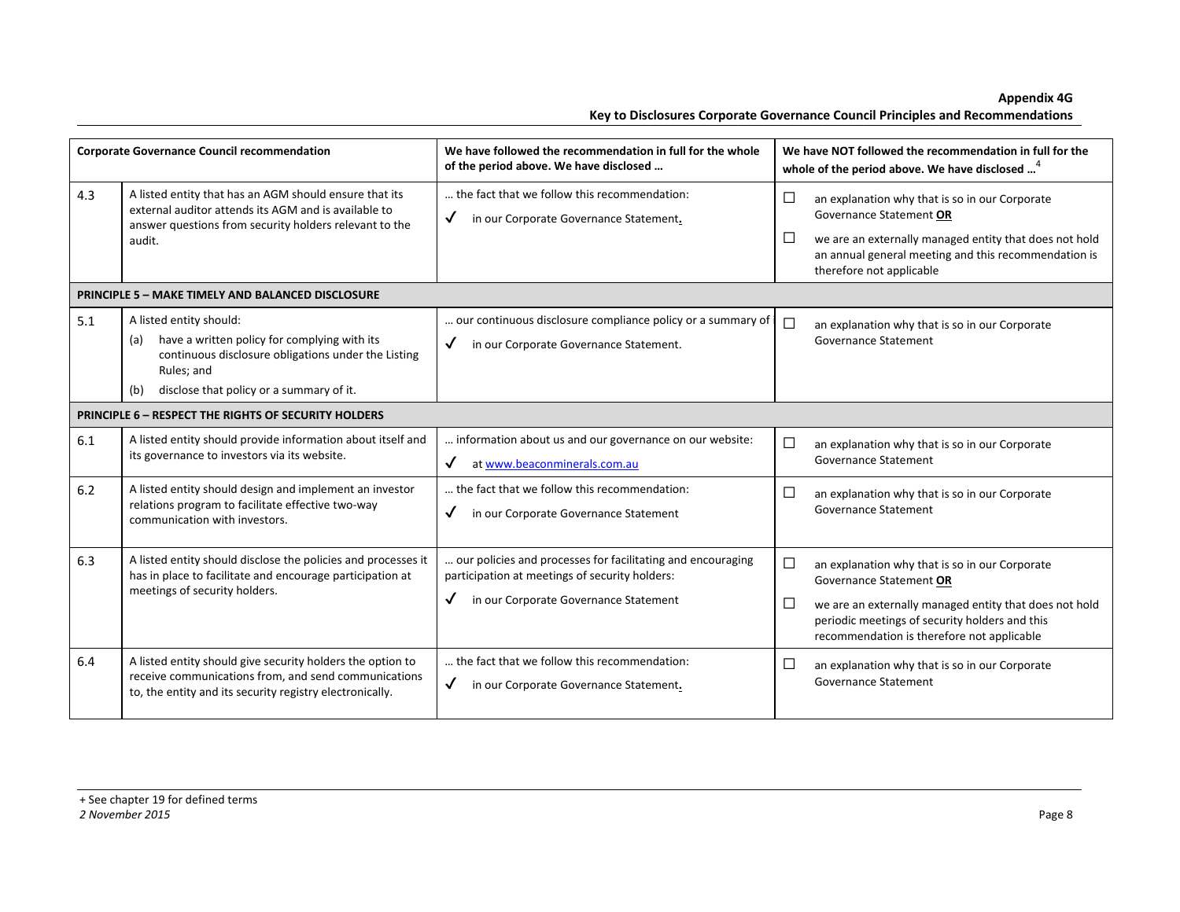| Corporate Governance Council recommendation | | We have followed the recommendation in full for the whole of the period above. We have disclosed … | We have NOT followed the recommendation in full for the whole of the period above. We have disclosed …[4] |
|---|---|---|---|
| 4.3 | A listed entity that has an AGM should ensure that its external auditor attends its AGM and is available to answer questions from security holders relevant to the audit. | … the fact that we follow this recommendation: ✓ in our Corporate Governance Statement. | ☐ an explanation why that is so in our Corporate Governance Statement **OR** ☐ we are an externally managed entity that does not hold an annual general meeting and this recommendation is therefore not applicable |
| **PRINCIPLE 5 – MAKE TIMELY AND BALANCED DISCLOSURE** | | | |
| 5.1 | A listed entity should: (a) have a written policy for complying with its continuous disclosure obligations under the Listing Rules; and (b) disclose that policy or a summary of it. | … our continuous disclosure compliance policy or a summary of it: ✓ in our Corporate Governance Statement. | ☐ an explanation why that is so in our Corporate Governance Statement |
| **PRINCIPLE 6 – RESPECT THE RIGHTS OF SECURITY HOLDERS** | | | |
| 6.1 | A listed entity should provide information about itself and its governance to investors via its website. | … information about us and our governance on our website: ✓ at www.beaconminerals.com.au | ☐ an explanation why that is so in our Corporate Governance Statement |
| 6.2 | A listed entity should design and implement an investor relations program to facilitate effective two-way communication with investors. | … the fact that we follow this recommendation: ✓ in our Corporate Governance Statement | ☐ an explanation why that is so in our Corporate Governance Statement |
| 6.3 | A listed entity should disclose the policies and processes it has in place to facilitate and encourage participation at meetings of security holders. | … our policies and processes for facilitating and encouraging participation at meetings of security holders: ✓ in our Corporate Governance Statement | ☐ an explanation why that is so in our Corporate Governance Statement **OR** ☐ we are an externally managed entity that does not hold periodic meetings of security holders and this recommendation is therefore not applicable |
| 6.4 | A listed entity should give security holders the option to receive communications from, and send communications to, the entity and its security registry electronically. | … the fact that we follow this recommendation: ✓ in our Corporate Governance Statement. | ☐ an explanation why that is so in our Corporate Governance Statement |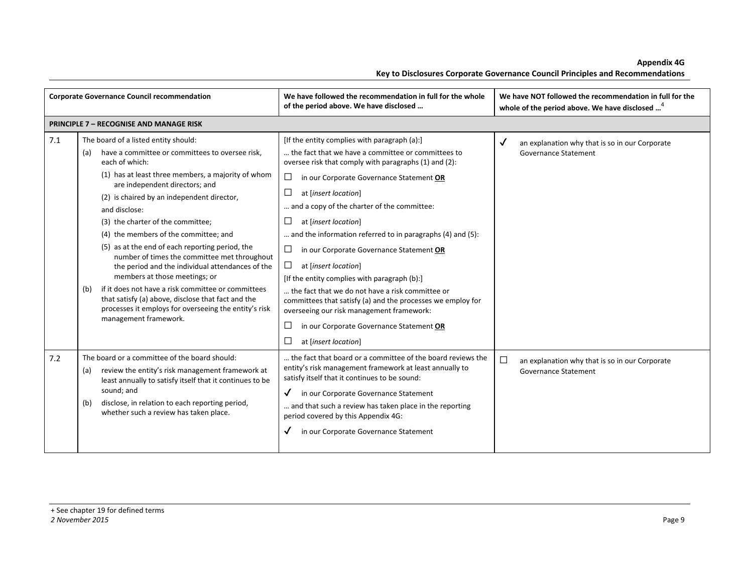| | Corporate Governance Council recommendation | We have followed the recommendation in full for the whole of the period above. We have disclosed … | We have NOT followed the recommendation in full for the whole of the period above. We have disclosed …[4] |
|---|---|---|---|
| **PRINCIPLE 7 – RECOGNISE AND MANAGE RISK** | | | |
| 7.1 | The board of a listed entity should:<br>(a) have a committee or committees to oversee risk, each of which:<br>(1) has at least three members, a majority of whom are independent directors; and<br>(2) is chaired by an independent director,<br>and disclose:<br>(3) the charter of the committee;<br>(4) the members of the committee; and<br>(5) as at the end of each reporting period, the number of times the committee met throughout the period and the individual attendances of the members at those meetings; or<br>(b) if it does not have a risk committee or committees that satisfy (a) above, disclose that fact and the processes it employs for overseeing the entity's risk management framework. | [If the entity complies with paragraph (a):]<br>… the fact that we have a committee or committees to oversee risk that comply with paragraphs (1) and (2):<br>☐ in our Corporate Governance Statement **OR**<br>☐ at [*insert location*]<br>… and a copy of the charter of the committee:<br>☐ at [*insert location*]<br>… and the information referred to in paragraphs (4) and (5):<br>☐ in our Corporate Governance Statement **OR**<br>☐ at [*insert location*]<br>[If the entity complies with paragraph (b):]<br>… the fact that we do not have a risk committee or committees that satisfy (a) and the processes we employ for overseeing our risk management framework:<br>☐ in our Corporate Governance Statement **OR**<br>☐ at [*insert location*] | ✓ an explanation why that is so in our Corporate Governance Statement |
| 7.2 | The board or a committee of the board should:<br>(a) review the entity's risk management framework at least annually to satisfy itself that it continues to be sound; and<br>(b) disclose, in relation to each reporting period, whether such a review has taken place. | … the fact that board or a committee of the board reviews the entity's risk management framework at least annually to satisfy itself that it continues to be sound:<br>✓ in our Corporate Governance Statement<br>… and that such a review has taken place in the reporting period covered by this Appendix 4G:<br>✓ in our Corporate Governance Statement | ☐ an explanation why that is so in our Corporate Governance Statement |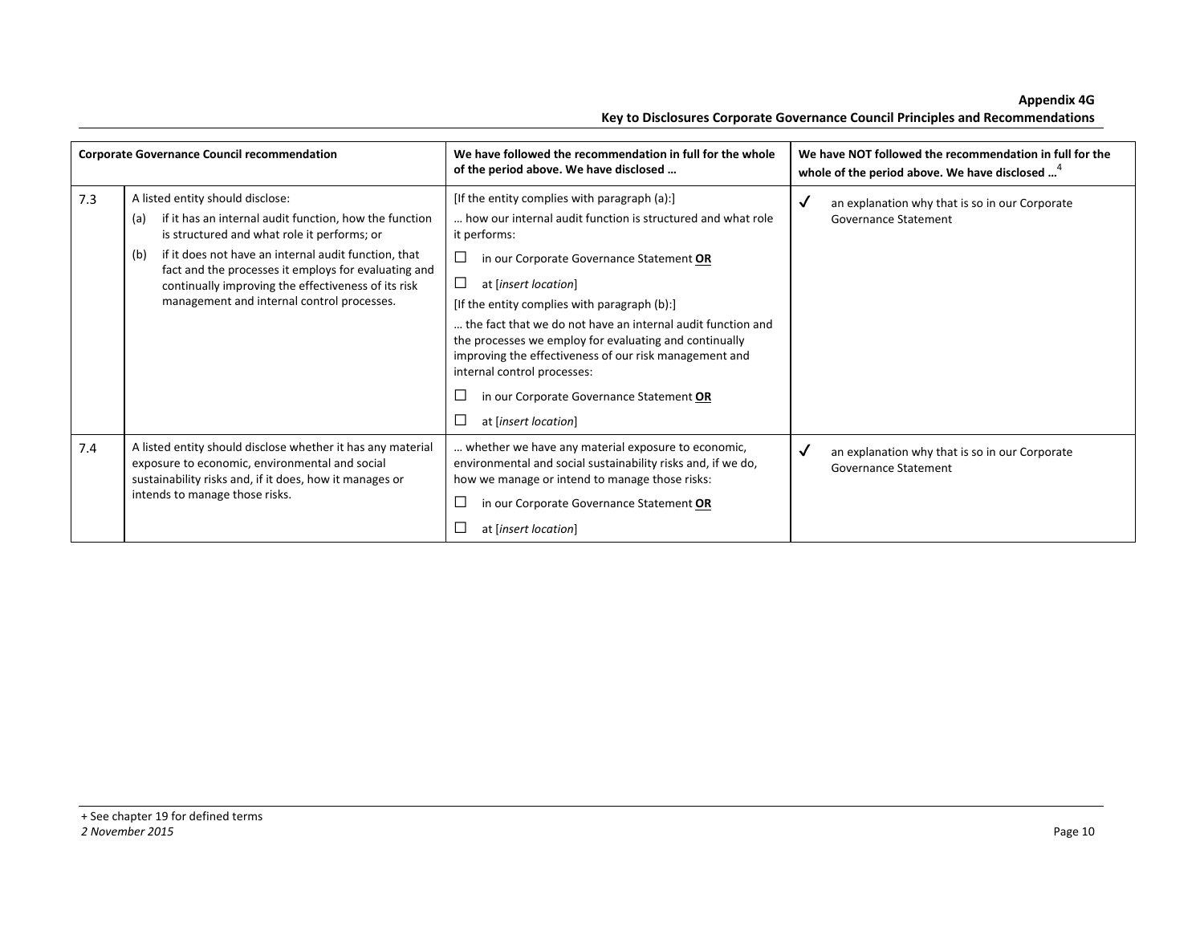| Corporate Governance Council recommendation | | We have followed the recommendation in full for the whole of the period above. We have disclosed … | We have NOT followed the recommendation in full for the whole of the period above. We have disclosed …[4] |
|---|---|---|---|
| 7.3 | A listed entity should disclose:<br>(a) if it has an internal audit function, how the function is structured and what role it performs; or<br>(b) if it does not have an internal audit function, that fact and the processes it employs for evaluating and continually improving the effectiveness of its risk management and internal control processes. | [If the entity complies with paragraph (a):]<br>… how our internal audit function is structured and what role it performs:<br>☐ in our Corporate Governance Statement **OR**<br>☐ at [*insert location*]<br>[If the entity complies with paragraph (b):]<br>… the fact that we do not have an internal audit function and the processes we employ for evaluating and continually improving the effectiveness of our risk management and internal control processes:<br>☐ in our Corporate Governance Statement **OR**<br>☐ at [*insert location*] | ✓ an explanation why that is so in our Corporate Governance Statement |
| 7.4 | A listed entity should disclose whether it has any material exposure to economic, environmental and social sustainability risks and, if it does, how it manages or intends to manage those risks. | … whether we have any material exposure to economic, environmental and social sustainability risks and, if we do, how we manage or intend to manage those risks:<br>☐ in our Corporate Governance Statement **OR**<br>☐ at [*insert location*] | ✓ an explanation why that is so in our Corporate Governance Statement |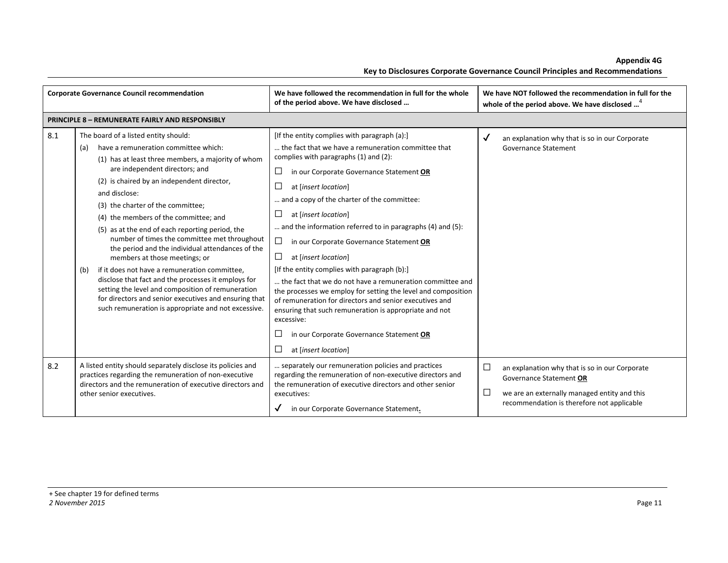| | Corporate Governance Council recommendation | We have followed the recommendation in full for the whole of the period above. We have disclosed … | We have NOT followed the recommendation in full for the whole of the period above. We have disclosed …[4] |
|---|---|---|---|
| **PRINCIPLE 8 – REMUNERATE FAIRLY AND RESPONSIBLY** | | | |
| 8.1 | The board of a listed entity should:<br>(a) have a remuneration committee which:<br>(1) has at least three members, a majority of whom are independent directors; and<br>(2) is chaired by an independent director,<br>and disclose:<br>(3) the charter of the committee;<br>(4) the members of the committee; and<br>(5) as at the end of each reporting period, the number of times the committee met throughout the period and the individual attendances of the members at those meetings; or<br>(b) if it does not have a remuneration committee, disclose that fact and the processes it employs for setting the level and composition of remuneration for directors and senior executives and ensuring that such remuneration is appropriate and not excessive. | [If the entity complies with paragraph (a):]<br>… the fact that we have a remuneration committee that complies with paragraphs (1) and (2):<br>☐ in our Corporate Governance Statement **OR**<br>☐ at [*insert location*]<br>… and a copy of the charter of the committee:<br>☐ at [*insert location*]<br>… and the information referred to in paragraphs (4) and (5):<br>☐ in our Corporate Governance Statement **OR**<br>☐ at [*insert location*]<br>[If the entity complies with paragraph (b):]<br>… the fact that we do not have a remuneration committee and the processes we employ for setting the level and composition of remuneration for directors and senior executives and ensuring that such remuneration is appropriate and not excessive:<br>☐ in our Corporate Governance Statement **OR**<br>☐ at [*insert location*] | ✓ an explanation why that is so in our Corporate Governance Statement |
| 8.2 | A listed entity should separately disclose its policies and practices regarding the remuneration of non-executive directors and the remuneration of executive directors and other senior executives. | … separately our remuneration policies and practices regarding the remuneration of non-executive directors and the remuneration of executive directors and other senior executives:<br>✓ in our Corporate Governance Statement. | ☐ an explanation why that is so in our Corporate Governance Statement **OR**<br>☐ we are an externally managed entity and this recommendation is therefore not applicable |

+ See chapter 19 for defined terms
*2 November 2015*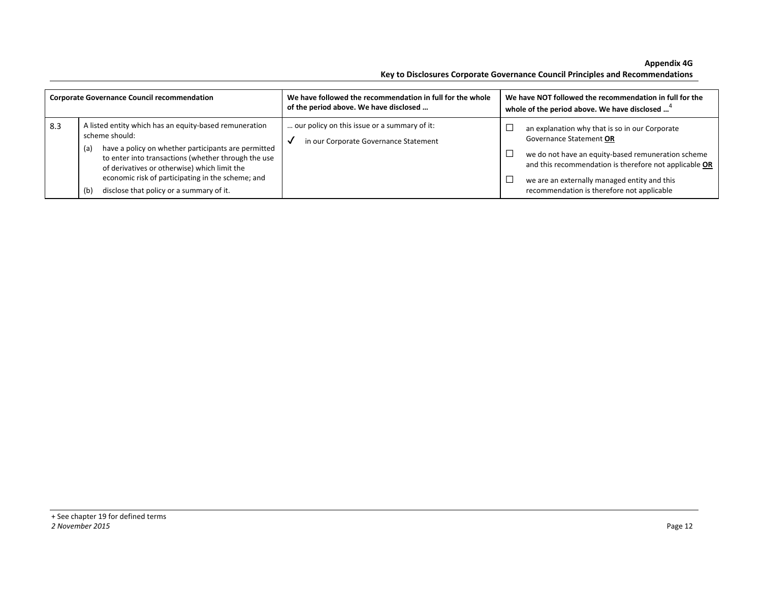| | Corporate Governance Council recommendation | We have followed the recommendation in full for the whole of the period above. We have disclosed … | We have NOT followed the recommendation in full for the whole of the period above. We have disclosed …[4] |
|---|---|---|---|
| 8.3 | A listed entity which has an equity-based remuneration scheme should:<br>(a) have a policy on whether participants are permitted to enter into transactions (whether through the use of derivatives or otherwise) which limit the economic risk of participating in the scheme; and<br>(b) disclose that policy or a summary of it. | … our policy on this issue or a summary of it:<br>✓ in our Corporate Governance Statement | ☐ an explanation why that is so in our Corporate Governance Statement **OR**<br>☐ we do not have an equity-based remuneration scheme and this recommendation is therefore not applicable **OR**<br>☐ we are an externally managed entity and this recommendation is therefore not applicable |

+ See chapter 19 for defined terms
*2 November 2015*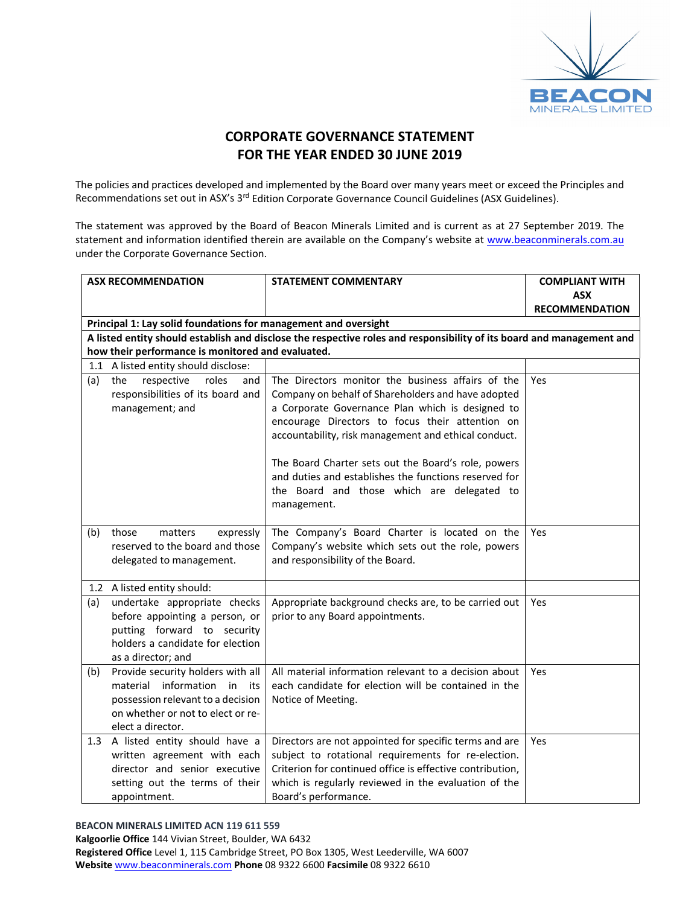# CORPORATE GOVERNANCE STATEMENT FOR THE YEAR ENDED 30 JUNE 2019

The policies and practices developed and implemented by the Board over many years meet or exceed the Principles and Recommendations set out in ASX's 3rd Edition Corporate Governance Council Guidelines (ASX Guidelines).

The statement was approved by the Board of Beacon Minerals Limited and is current as at 27 September 2019. The statement and information identified therein are available on the Company's website at www.beaconminerals.com.au under the Corporate Governance Section.

| ASX RECOMMENDATION | | STATEMENT COMMENTARY | COMPLIANT WITH ASX RECOMMENDATION |
|---|---|---|---|
| **Principal 1: Lay solid foundations for management and oversight** | | | |
| **A listed entity should establish and disclose the respective roles and responsibility of its board and management and how their performance is monitored and evaluated.** | | | |
| 1.1 | A listed entity should disclose: | | |
| (a) | the respective roles and responsibilities of its board and management; and | The Directors monitor the business affairs of the Company on behalf of Shareholders and have adopted a Corporate Governance Plan which is designed to encourage Directors to focus their attention on accountability, risk management and ethical conduct.<br><br>The Board Charter sets out the Board's role, powers and duties and establishes the functions reserved for the Board and those which are delegated to management. | Yes |
| (b) | those matters expressly reserved to the board and those delegated to management. | The Company's Board Charter is located on the Company's website which sets out the role, powers and responsibility of the Board. | Yes |
| 1.2 | A listed entity should: | | |
| (a) | undertake appropriate checks before appointing a person, or putting forward to security holders a candidate for election as a director; and | Appropriate background checks are, to be carried out prior to any Board appointments. | Yes |
| (b) | Provide security holders with all material information in its possession relevant to a decision on whether or not to elect or re-elect a director. | All material information relevant to a decision about each candidate for election will be contained in the Notice of Meeting. | Yes |
| 1.3 | A listed entity should have a written agreement with each director and senior executive setting out the terms of their appointment. | Directors are not appointed for specific terms and are subject to rotational requirements for re-election. Criterion for continued office is effective contribution, which is regularly reviewed in the evaluation of the Board's performance. | Yes |

**BEACON MINERALS LIMITED ACN 119 611 559**
**Kalgoorlie Office** 144 Vivian Street, Boulder, WA 6432
**Registered Office** Level 1, 115 Cambridge Street, PO Box 1305, West Leederville, WA 6007
**Website** www.beaconminerals.com **Phone** 08 9322 6600 **Facsimile** 08 9322 6610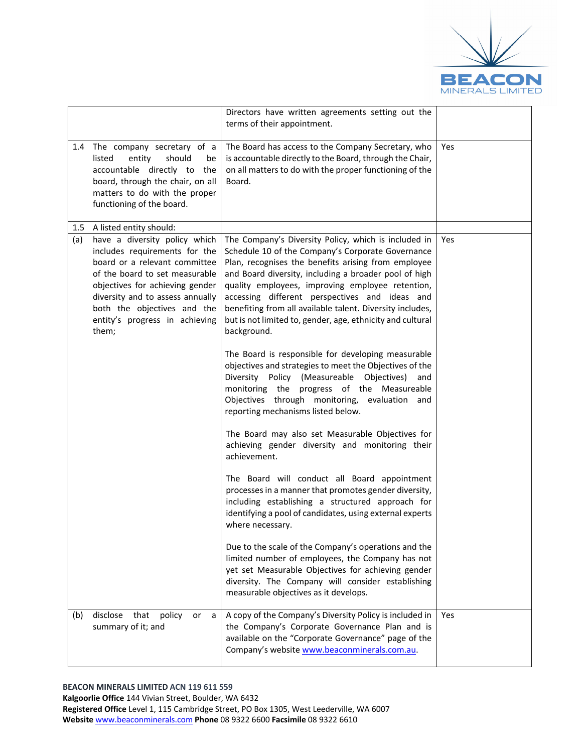| | | | |
|---|---|---|---|
| | | Directors have written agreements setting out the terms of their appointment. | |
| 1.4 | The company secretary of a listed entity should be accountable directly to the board, through the chair, on all matters to do with the proper functioning of the board. | The Board has access to the Company Secretary, who is accountable directly to the Board, through the Chair, on all matters to do with the proper functioning of the Board. | Yes |
| 1.5 | A listed entity should: | | |
| (a) | have a diversity policy which includes requirements for the board or a relevant committee of the board to set measurable objectives for achieving gender diversity and to assess annually both the objectives and the entity's progress in achieving them; | The Company's Diversity Policy, which is included in Schedule 10 of the Company's Corporate Governance Plan, recognises the benefits arising from employee and Board diversity, including a broader pool of high quality employees, improving employee retention, accessing different perspectives and ideas and benefiting from all available talent. Diversity includes, but is not limited to, gender, age, ethnicity and cultural background.<br><br>The Board is responsible for developing measurable objectives and strategies to meet the Objectives of the Diversity Policy (Measureable Objectives) and monitoring the progress of the Measureable Objectives through monitoring, evaluation and reporting mechanisms listed below.<br><br>The Board may also set Measurable Objectives for achieving gender diversity and monitoring their achievement.<br><br>The Board will conduct all Board appointment processes in a manner that promotes gender diversity, including establishing a structured approach for identifying a pool of candidates, using external experts where necessary.<br><br>Due to the scale of the Company's operations and the limited number of employees, the Company has not yet set Measurable Objectives for achieving gender diversity. The Company will consider establishing measurable objectives as it develops. | Yes |
| (b) | disclose that policy or a summary of it; and | A copy of the Company's Diversity Policy is included in the Company's Corporate Governance Plan and is available on the "Corporate Governance" page of the Company's website www.beaconminerals.com.au. | Yes |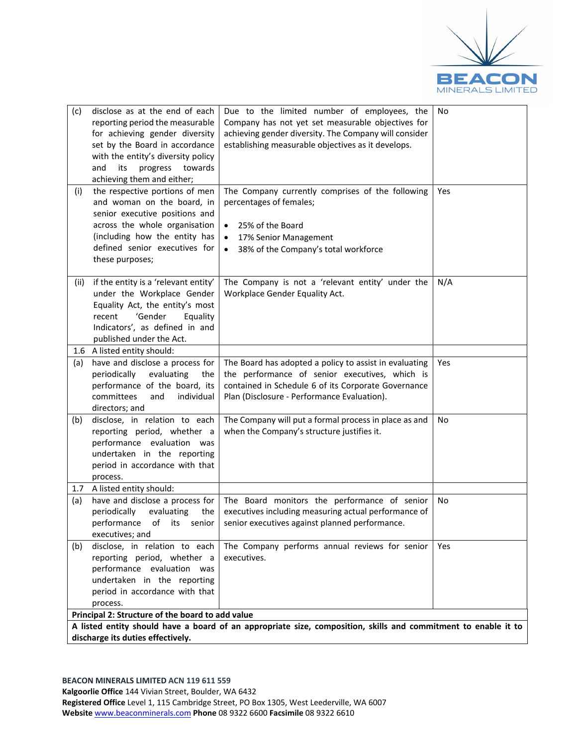| | | | |
|---|---|---|---|
| (c) | disclose as at the end of each reporting period the measurable for achieving gender diversity set by the Board in accordance with the entity's diversity policy and its progress towards achieving them and either; | Due to the limited number of employees, the Company has not yet set measurable objectives for achieving gender diversity. The Company will consider establishing measurable objectives as it develops. | No |
| (i) | the respective portions of men and woman on the board, in senior executive positions and across the whole organisation (including how the entity has defined senior executives for these purposes; | The Company currently comprises of the following percentages of females;<br>• 25% of the Board<br>• 17% Senior Management<br>• 38% of the Company's total workforce | Yes |
| (ii) | if the entity is a 'relevant entity' under the Workplace Gender Equality Act, the entity's most recent 'Gender Equality Indicators', as defined in and published under the Act. | The Company is not a 'relevant entity' under the Workplace Gender Equality Act. | N/A |
| 1.6 | A listed entity should: | | |
| (a) | have and disclose a process for periodically evaluating the performance of the board, its committees and individual directors; and | The Board has adopted a policy to assist in evaluating the performance of senior executives, which is contained in Schedule 6 of its Corporate Governance Plan (Disclosure - Performance Evaluation). | Yes |
| (b) | disclose, in relation to each reporting period, whether a performance evaluation was undertaken in the reporting period in accordance with that process. | The Company will put a formal process in place as and when the Company's structure justifies it. | No |
| 1.7 | A listed entity should: | | |
| (a) | have and disclose a process for periodically evaluating the performance of its senior executives; and | The Board monitors the performance of senior executives including measuring actual performance of senior executives against planned performance. | No |
| (b) | disclose, in relation to each reporting period, whether a performance evaluation was undertaken in the reporting period in accordance with that process. | The Company performs annual reviews for senior executives. | Yes |
| **Principal 2: Structure of the board to add value** | | | |
| **A listed entity should have a board of an appropriate size, composition, skills and commitment to enable it to discharge its duties effectively.** | | | |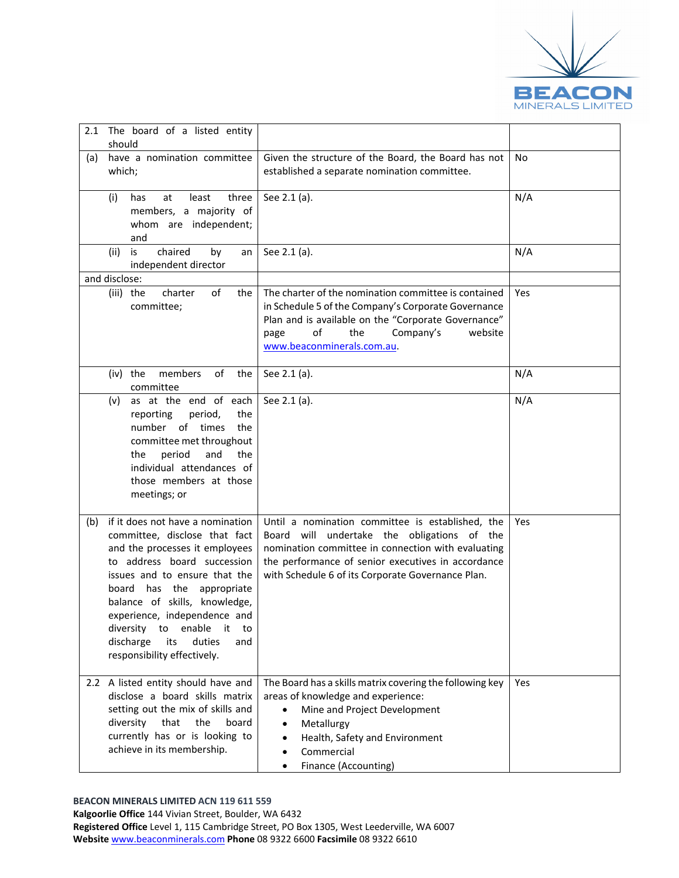| 2.1 The board of a listed entity should | | |
|---|---|---|
| (a) have a nomination committee which; | Given the structure of the Board, the Board has not established a separate nomination committee. | No |
| (i) has at least three members, a majority of whom are independent; and | See 2.1 (a). | N/A |
| (ii) is chaired by an independent director | See 2.1 (a). | N/A |
| and disclose: | | |
| (iii) the charter of the committee; | The charter of the nomination committee is contained in Schedule 5 of the Company's Corporate Governance Plan and is available on the "Corporate Governance" page of the Company's website www.beaconminerals.com.au. | Yes |
| (iv) the members of the committee | See 2.1 (a). | N/A |
| (v) as at the end of each reporting period, the number of times the committee met throughout the period and the individual attendances of those members at those meetings; or | See 2.1 (a). | N/A |
| (b) if it does not have a nomination committee, disclose that fact and the processes it employees to address board succession issues and to ensure that the board has the appropriate balance of skills, knowledge, experience, independence and diversity to enable it to discharge its duties and responsibility effectively. | Until a nomination committee is established, the Board will undertake the obligations of the nomination committee in connection with evaluating the performance of senior executives in accordance with Schedule 6 of its Corporate Governance Plan. | Yes |
| 2.2 A listed entity should have and disclose a board skills matrix setting out the mix of skills and diversity that the board currently has or is looking to achieve in its membership. | The Board has a skills matrix covering the following key areas of knowledge and experience:<br>• Mine and Project Development<br>• Metallurgy<br>• Health, Safety and Environment<br>• Commercial<br>• Finance (Accounting) | Yes |

**BEACON MINERALS LIMITED ACN 119 611 559**
**Kalgoorlie Office** 144 Vivian Street, Boulder, WA 6432
**Registered Office** Level 1, 115 Cambridge Street, PO Box 1305, West Leederville, WA 6007
**Website** www.beaconminerals.com **Phone** 08 9322 6600 **Facsimile** 08 9322 6610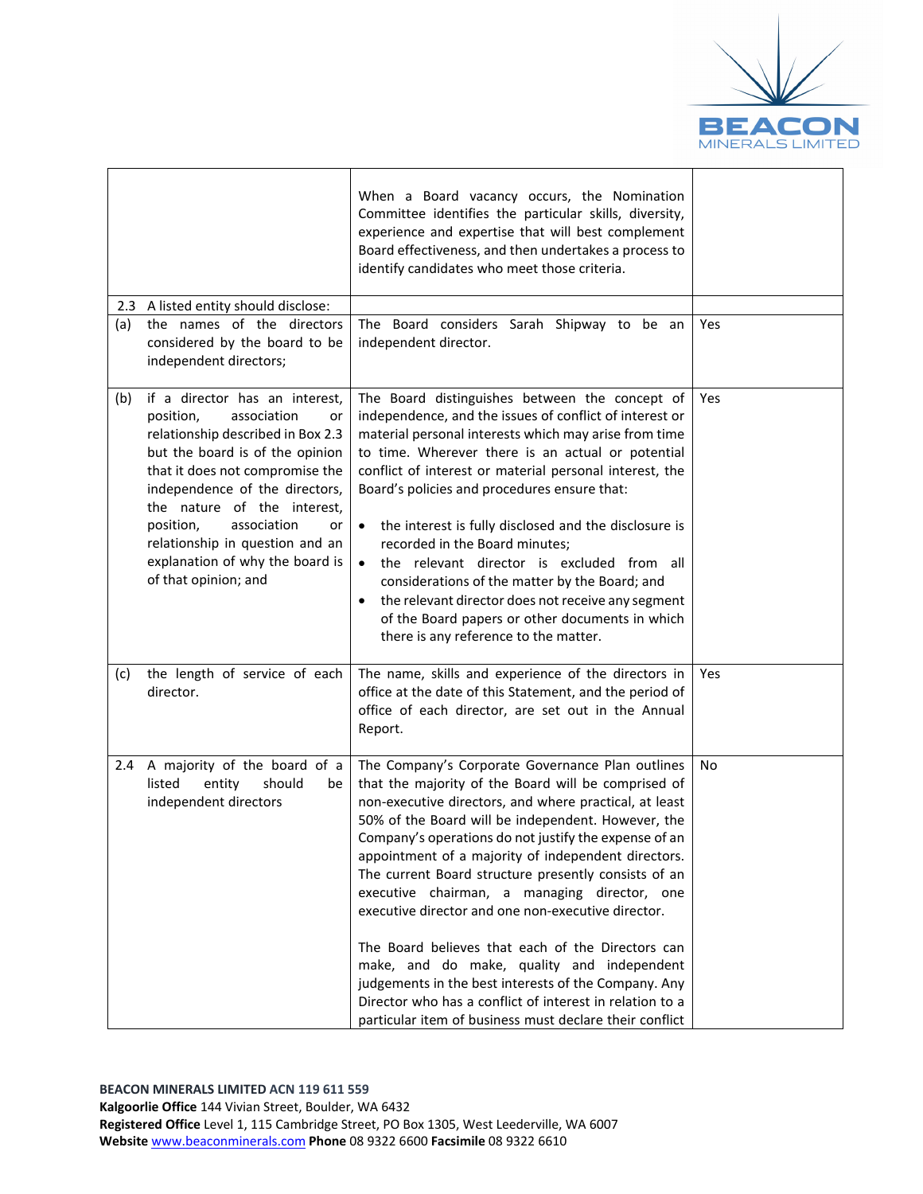| | | |
|---|---|---|
| | When a Board vacancy occurs, the Nomination Committee identifies the particular skills, diversity, experience and expertise that will best complement Board effectiveness, and then undertakes a process to identify candidates who meet those criteria. | |
| 2.3 A listed entity should disclose: | | |
| (a) the names of the directors considered by the board to be independent directors; | The Board considers Sarah Shipway to be an independent director. | Yes |
| (b) if a director has an interest, position, association or relationship described in Box 2.3 but the board is of the opinion that it does not compromise the independence of the directors, the nature of the interest, position, association or relationship in question and an explanation of why the board is of that opinion; and | The Board distinguishes between the concept of independence, and the issues of conflict of interest or material personal interests which may arise from time to time. Wherever there is an actual or potential conflict of interest or material personal interest, the Board's policies and procedures ensure that:<br>• the interest is fully disclosed and the disclosure is recorded in the Board minutes;<br>• the relevant director is excluded from all considerations of the matter by the Board; and<br>• the relevant director does not receive any segment of the Board papers or other documents in which there is any reference to the matter. | Yes |
| (c) the length of service of each director. | The name, skills and experience of the directors in office at the date of this Statement, and the period of office of each director, are set out in the Annual Report. | Yes |
| 2.4 A majority of the board of a listed entity should be independent directors | The Company's Corporate Governance Plan outlines that the majority of the Board will be comprised of non-executive directors, and where practical, at least 50% of the Board will be independent. However, the Company's operations do not justify the expense of an appointment of a majority of independent directors. The current Board structure presently consists of an executive chairman, a managing director, one executive director and one non-executive director.<br><br>The Board believes that each of the Directors can make, and do make, quality and independent judgements in the best interests of the Company. Any Director who has a conflict of interest in relation to a particular item of business must declare their conflict | No |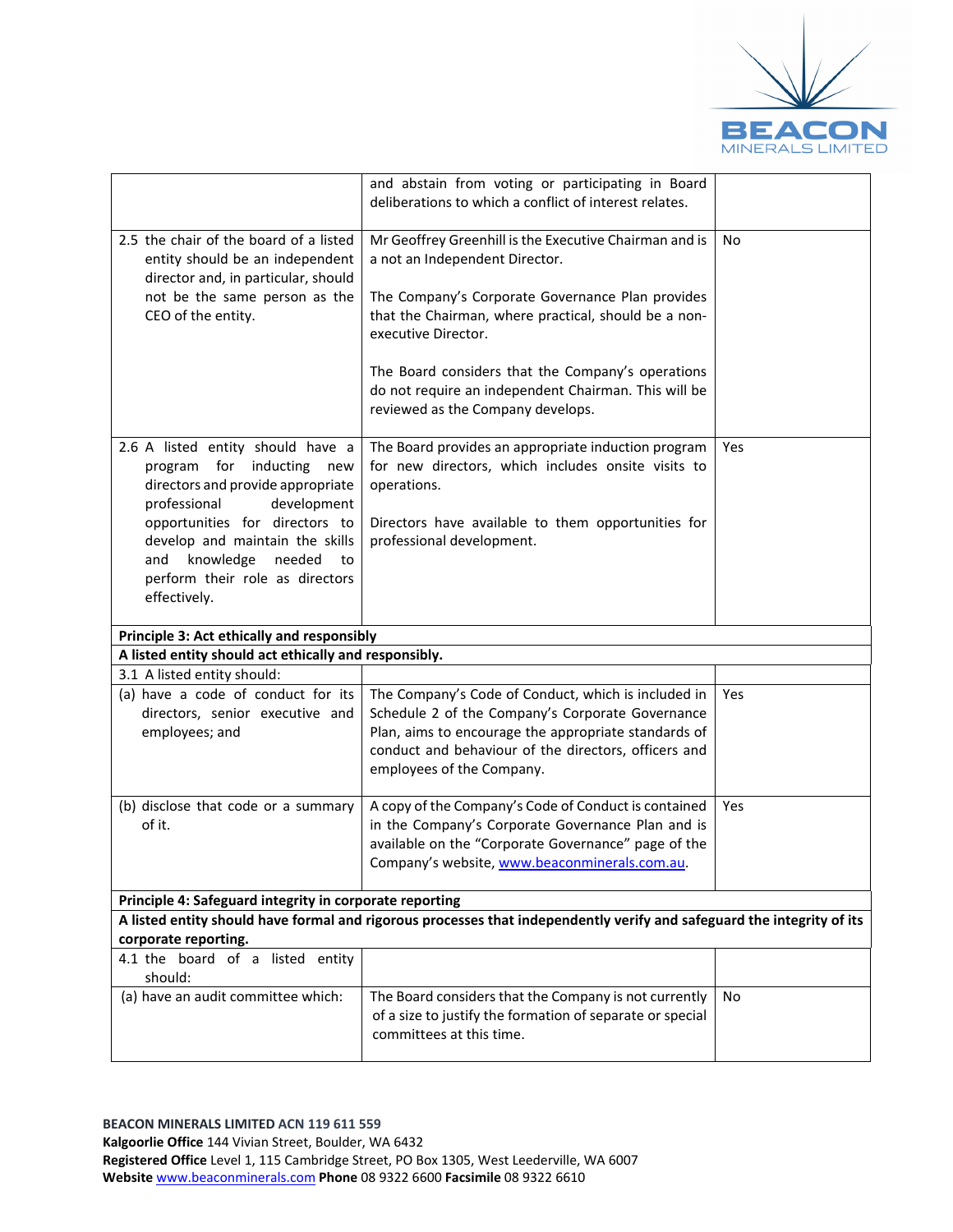| | | |
|---|---|---|
| | and abstain from voting or participating in Board deliberations to which a conflict of interest relates. | |
| 2.5 the chair of the board of a listed entity should be an independent director and, in particular, should not be the same person as the CEO of the entity. | Mr Geoffrey Greenhill is the Executive Chairman and is a not an Independent Director.<br><br>The Company's Corporate Governance Plan provides that the Chairman, where practical, should be a non-executive Director.<br><br>The Board considers that the Company's operations do not require an independent Chairman. This will be reviewed as the Company develops. | No |
| 2.6 A listed entity should have a program for inducting new directors and provide appropriate professional development opportunities for directors to develop and maintain the skills and knowledge needed to perform their role as directors effectively. | The Board provides an appropriate induction program for new directors, which includes onsite visits to operations.<br><br>Directors have available to them opportunities for professional development. | Yes |
| **Principle 3: Act ethically and responsibly** | | |
| **A listed entity should act ethically and responsibly.** | | |
| 3.1 A listed entity should: | | |
| (a) have a code of conduct for its directors, senior executive and employees; and | The Company's Code of Conduct, which is included in Schedule 2 of the Company's Corporate Governance Plan, aims to encourage the appropriate standards of conduct and behaviour of the directors, officers and employees of the Company. | Yes |
| (b) disclose that code or a summary of it. | A copy of the Company's Code of Conduct is contained in the Company's Corporate Governance Plan and is available on the "Corporate Governance" page of the Company's website, www.beaconminerals.com.au. | Yes |
| **Principle 4: Safeguard integrity in corporate reporting** | | |
| **A listed entity should have formal and rigorous processes that independently verify and safeguard the integrity of its corporate reporting.** | | |
| 4.1 the board of a listed entity should: | | |
| (a) have an audit committee which: | The Board considers that the Company is not currently of a size to justify the formation of separate or special committees at this time. | No |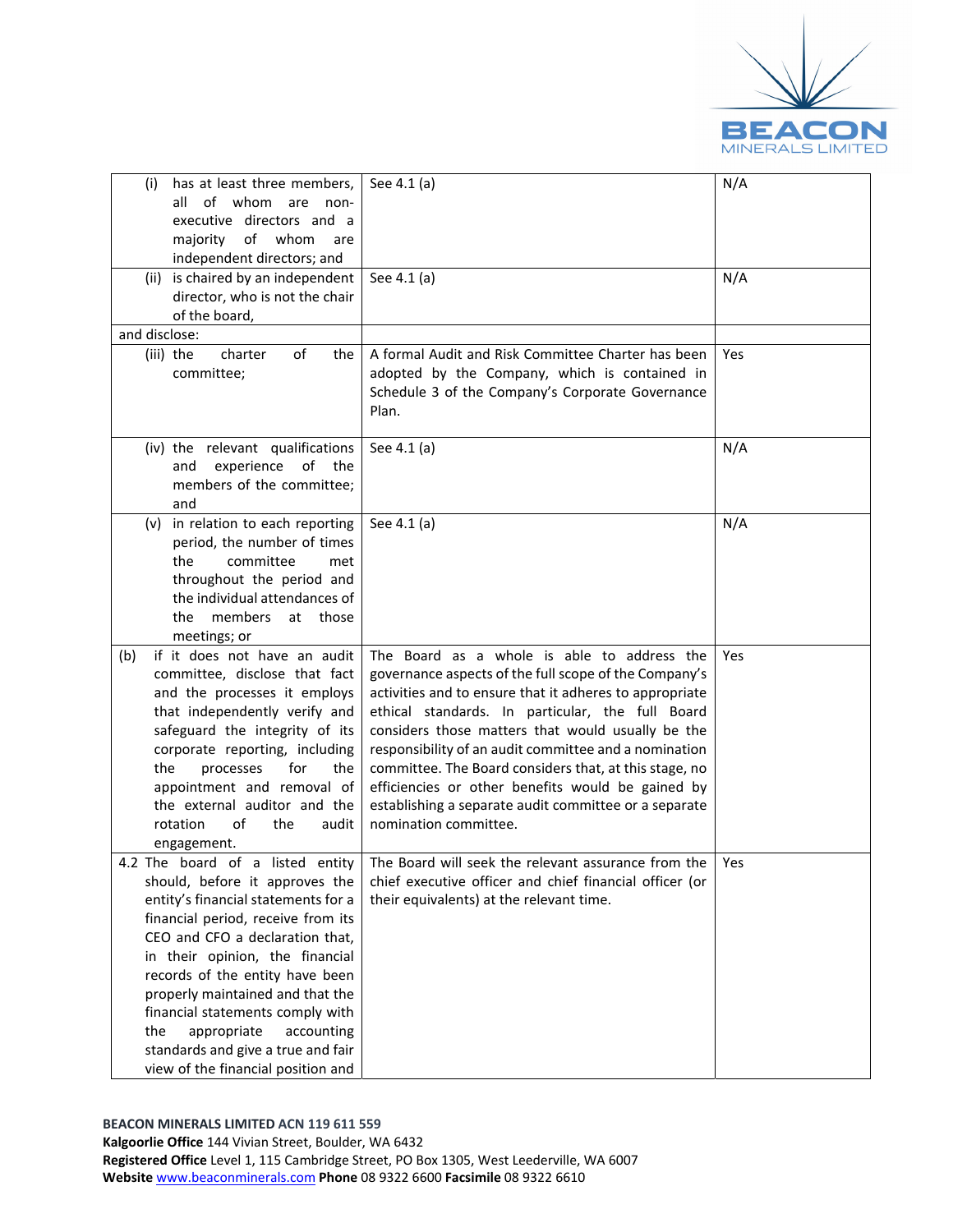| | | |
|---|---|---|
| (i) has at least three members, all of whom are non-executive directors and a majority of whom are independent directors; and | See 4.1 (a) | N/A |
| (ii) is chaired by an independent director, who is not the chair of the board, | See 4.1 (a) | N/A |
| and disclose: | | |
| (iii) the charter of the committee; | A formal Audit and Risk Committee Charter has been adopted by the Company, which is contained in Schedule 3 of the Company's Corporate Governance Plan. | Yes |
| (iv) the relevant qualifications and experience of the members of the committee; and | See 4.1 (a) | N/A |
| (v) in relation to each reporting period, the number of times the committee met throughout the period and the individual attendances of the members at those meetings; or | See 4.1 (a) | N/A |
| (b) if it does not have an audit committee, disclose that fact and the processes it employs that independently verify and safeguard the integrity of its corporate reporting, including the processes for the appointment and removal of the external auditor and the rotation of the audit engagement. | The Board as a whole is able to address the governance aspects of the full scope of the Company's activities and to ensure that it adheres to appropriate ethical standards. In particular, the full Board considers those matters that would usually be the responsibility of an audit committee and a nomination committee. The Board considers that, at this stage, no efficiencies or other benefits would be gained by establishing a separate audit committee or a separate nomination committee. | Yes |
| 4.2 The board of a listed entity should, before it approves the entity's financial statements for a financial period, receive from its CEO and CFO a declaration that, in their opinion, the financial records of the entity have been properly maintained and that the financial statements comply with the appropriate accounting standards and give a true and fair view of the financial position and | The Board will seek the relevant assurance from the chief executive officer and chief financial officer (or their equivalents) at the relevant time. | Yes |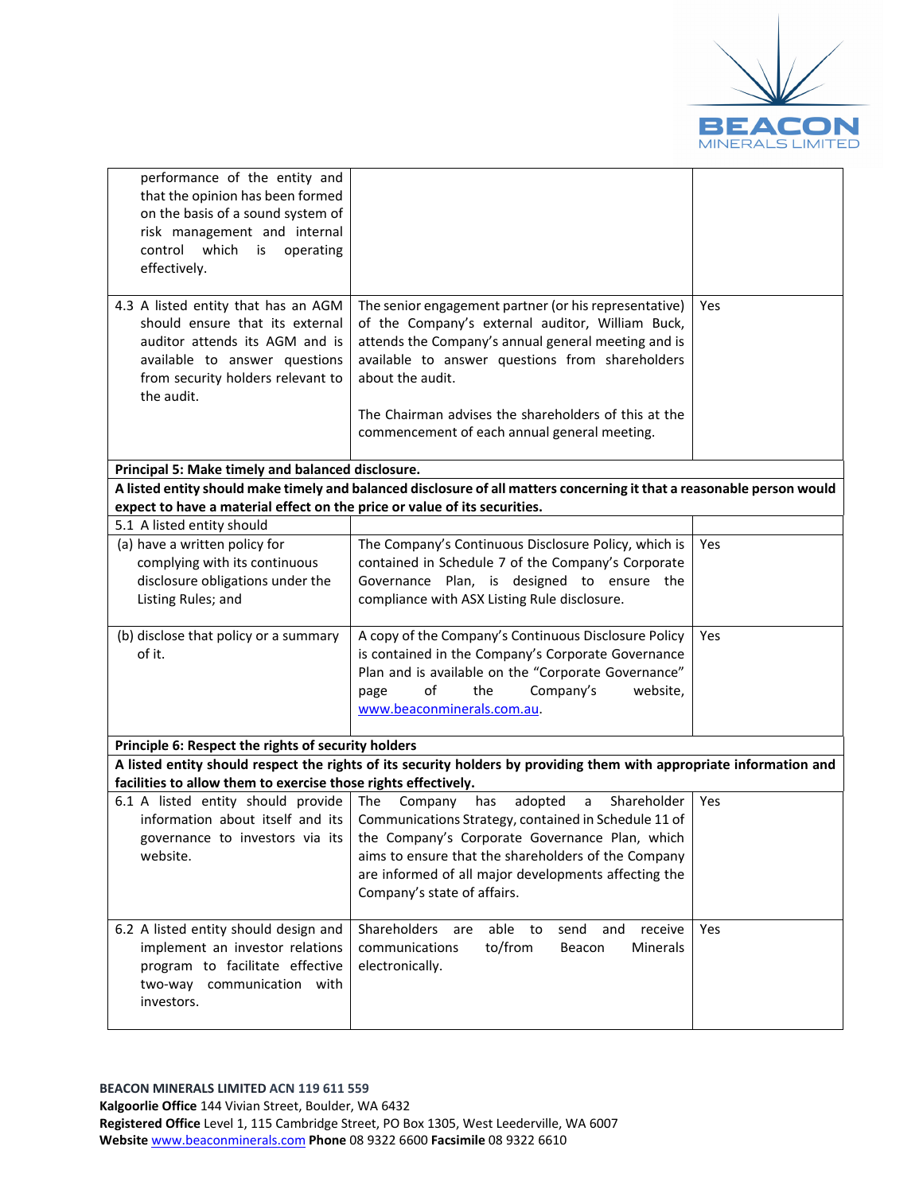| | | |
|---|---|---|
| performance of the entity and that the opinion has been formed on the basis of a sound system of risk management and internal control which is operating effectively. | | |
| 4.3 A listed entity that has an AGM should ensure that its external auditor attends its AGM and is available to answer questions from security holders relevant to the audit. | The senior engagement partner (or his representative) of the Company's external auditor, William Buck, attends the Company's annual general meeting and is available to answer questions from shareholders about the audit.<br><br>The Chairman advises the shareholders of this at the commencement of each annual general meeting. | Yes |
| **Principal 5: Make timely and balanced disclosure.** | | |
| **A listed entity should make timely and balanced disclosure of all matters concerning it that a reasonable person would expect to have a material effect on the price or value of its securities.** | | |
| 5.1 A listed entity should | | |
| (a) have a written policy for complying with its continuous disclosure obligations under the Listing Rules; and | The Company's Continuous Disclosure Policy, which is contained in Schedule 7 of the Company's Corporate Governance Plan, is designed to ensure the compliance with ASX Listing Rule disclosure. | Yes |
| (b) disclose that policy or a summary of it. | A copy of the Company's Continuous Disclosure Policy is contained in the Company's Corporate Governance Plan and is available on the "Corporate Governance" page of the Company's website, www.beaconminerals.com.au. | Yes |
| **Principle 6: Respect the rights of security holders** | | |
| **A listed entity should respect the rights of its security holders by providing them with appropriate information and facilities to allow them to exercise those rights effectively.** | | |
| 6.1 A listed entity should provide information about itself and its governance to investors via its website. | The Company has adopted a Shareholder Communications Strategy, contained in Schedule 11 of the Company's Corporate Governance Plan, which aims to ensure that the shareholders of the Company are informed of all major developments affecting the Company's state of affairs. | Yes |
| 6.2 A listed entity should design and implement an investor relations program to facilitate effective two-way communication with investors. | Shareholders are able to send and receive communications to/from Beacon Minerals electronically. | Yes |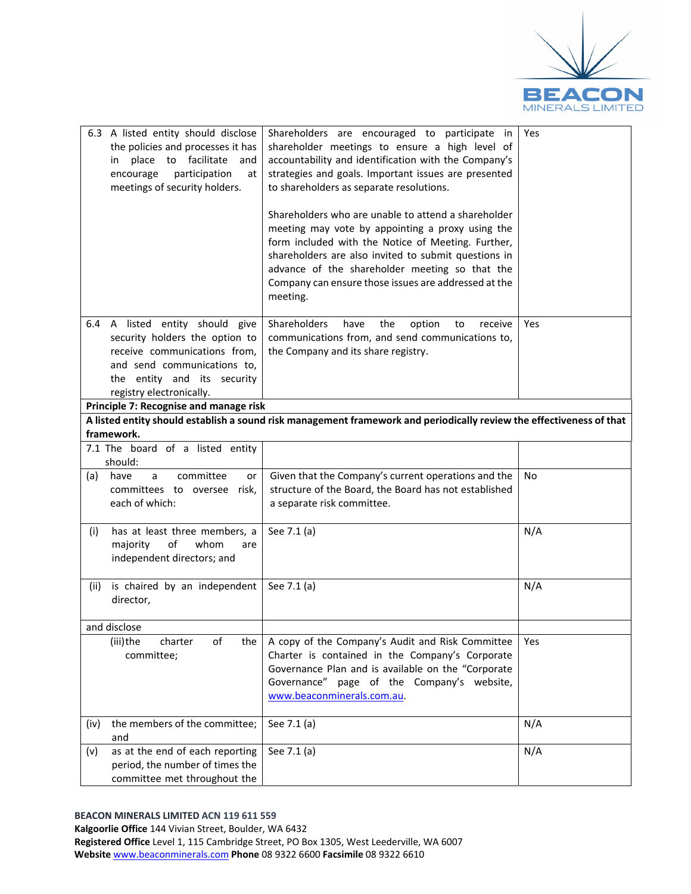| | | |
|---|---|---|
| 6.3 A listed entity should disclose the policies and processes it has in place to facilitate and encourage participation at meetings of security holders. | Shareholders are encouraged to participate in shareholder meetings to ensure a high level of accountability and identification with the Company's strategies and goals. Important issues are presented to shareholders as separate resolutions.<br><br>Shareholders who are unable to attend a shareholder meeting may vote by appointing a proxy using the form included with the Notice of Meeting. Further, shareholders are also invited to submit questions in advance of the shareholder meeting so that the Company can ensure those issues are addressed at the meeting. | Yes |
| 6.4 A listed entity should give security holders the option to receive communications from, and send communications to, the entity and its security registry electronically. | Shareholders have the option to receive communications from, and send communications to, the Company and its share registry. | Yes |
| **Principle 7: Recognise and manage risk** | | |
| **A listed entity should establish a sound risk management framework and periodically review the effectiveness of that framework.** | | |
| 7.1 The board of a listed entity should: | | |
| (a) have a committee or committees to oversee risk, each of which: | Given that the Company's current operations and the structure of the Board, the Board has not established a separate risk committee. | No |
| (i) has at least three members, a majority of whom are independent directors; and | See 7.1 (a) | N/A |
| (ii) is chaired by an independent director, | See 7.1 (a) | N/A |
| and disclose | | |
| (iii) the charter of the committee; | A copy of the Company's Audit and Risk Committee Charter is contained in the Company's Corporate Governance Plan and is available on the "Corporate Governance" page of the Company's website, www.beaconminerals.com.au. | Yes |
| (iv) the members of the committee; and | See 7.1 (a) | N/A |
| (v) as at the end of each reporting period, the number of times the committee met throughout the | See 7.1 (a) | N/A |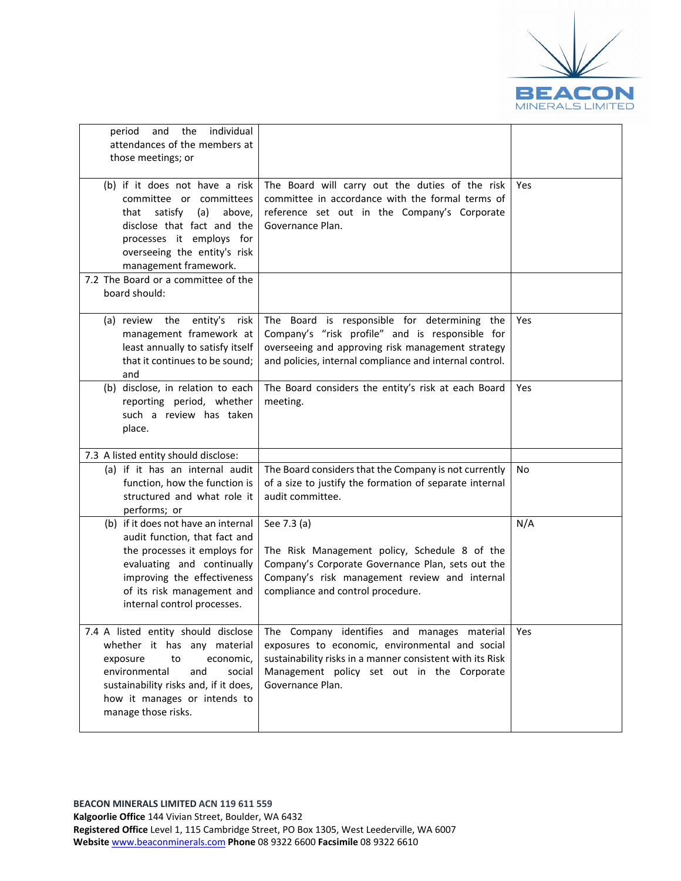| | | |
|---|---|---|
| period and the individual attendances of the members at those meetings; or | | |
| (b) if it does not have a risk committee or committees that satisfy (a) above, disclose that fact and the processes it employs for overseeing the entity's risk management framework. | The Board will carry out the duties of the risk committee in accordance with the formal terms of reference set out in the Company's Corporate Governance Plan. | Yes |
| 7.2 The Board or a committee of the board should: | | |
| (a) review the entity's risk management framework at least annually to satisfy itself that it continues to be sound; and | The Board is responsible for determining the Company's "risk profile" and is responsible for overseeing and approving risk management strategy and policies, internal compliance and internal control. | Yes |
| (b) disclose, in relation to each reporting period, whether such a review has taken place. | The Board considers the entity's risk at each Board meeting. | Yes |
| 7.3 A listed entity should disclose: | | |
| (a) if it has an internal audit function, how the function is structured and what role it performs; or | The Board considers that the Company is not currently of a size to justify the formation of separate internal audit committee. | No |
| (b) if it does not have an internal audit function, that fact and the processes it employs for evaluating and continually improving the effectiveness of its risk management and internal control processes. | See 7.3 (a)<br><br>The Risk Management policy, Schedule 8 of the Company's Corporate Governance Plan, sets out the Company's risk management review and internal compliance and control procedure. | N/A |
| 7.4 A listed entity should disclose whether it has any material exposure to economic, environmental and social sustainability risks and, if it does, how it manages or intends to manage those risks. | The Company identifies and manages material exposures to economic, environmental and social sustainability risks in a manner consistent with its Risk Management policy set out in the Corporate Governance Plan. | Yes |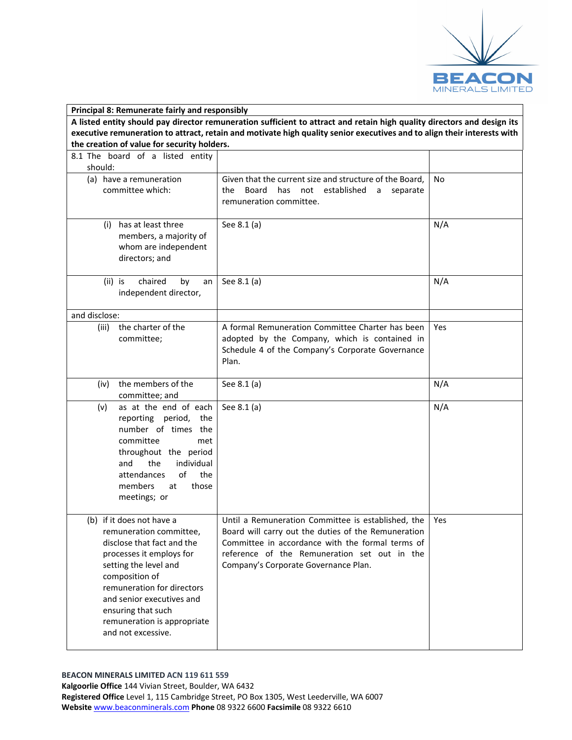| **Principal 8: Remunerate fairly and responsibly** | | |
|---|---|---|
| **A listed entity should pay director remuneration sufficient to attract and retain high quality directors and design its executive remuneration to attract, retain and motivate high quality senior executives and to align their interests with the creation of value for security holders.** | | |
| 8.1 The board of a listed entity should: | | |
| (a) have a remuneration committee which: | Given that the current size and structure of the Board, the Board has not established a separate remuneration committee. | No |
| (i) has at least three members, a majority of whom are independent directors; and | See 8.1 (a) | N/A |
| (ii) is chaired by an independent director, | See 8.1 (a) | N/A |
| and disclose: | | |
| (iii) the charter of the committee; | A formal Remuneration Committee Charter has been adopted by the Company, which is contained in Schedule 4 of the Company's Corporate Governance Plan. | Yes |
| (iv) the members of the committee; and | See 8.1 (a) | N/A |
| (v) as at the end of each reporting period, the number of times the committee met throughout the period and the individual attendances of the members at those meetings; or | See 8.1 (a) | N/A |
| (b) if it does not have a remuneration committee, disclose that fact and the processes it employs for setting the level and composition of remuneration for directors and senior executives and ensuring that such remuneration is appropriate and not excessive. | Until a Remuneration Committee is established, the Board will carry out the duties of the Remuneration Committee in accordance with the formal terms of reference of the Remuneration set out in the Company's Corporate Governance Plan. | Yes |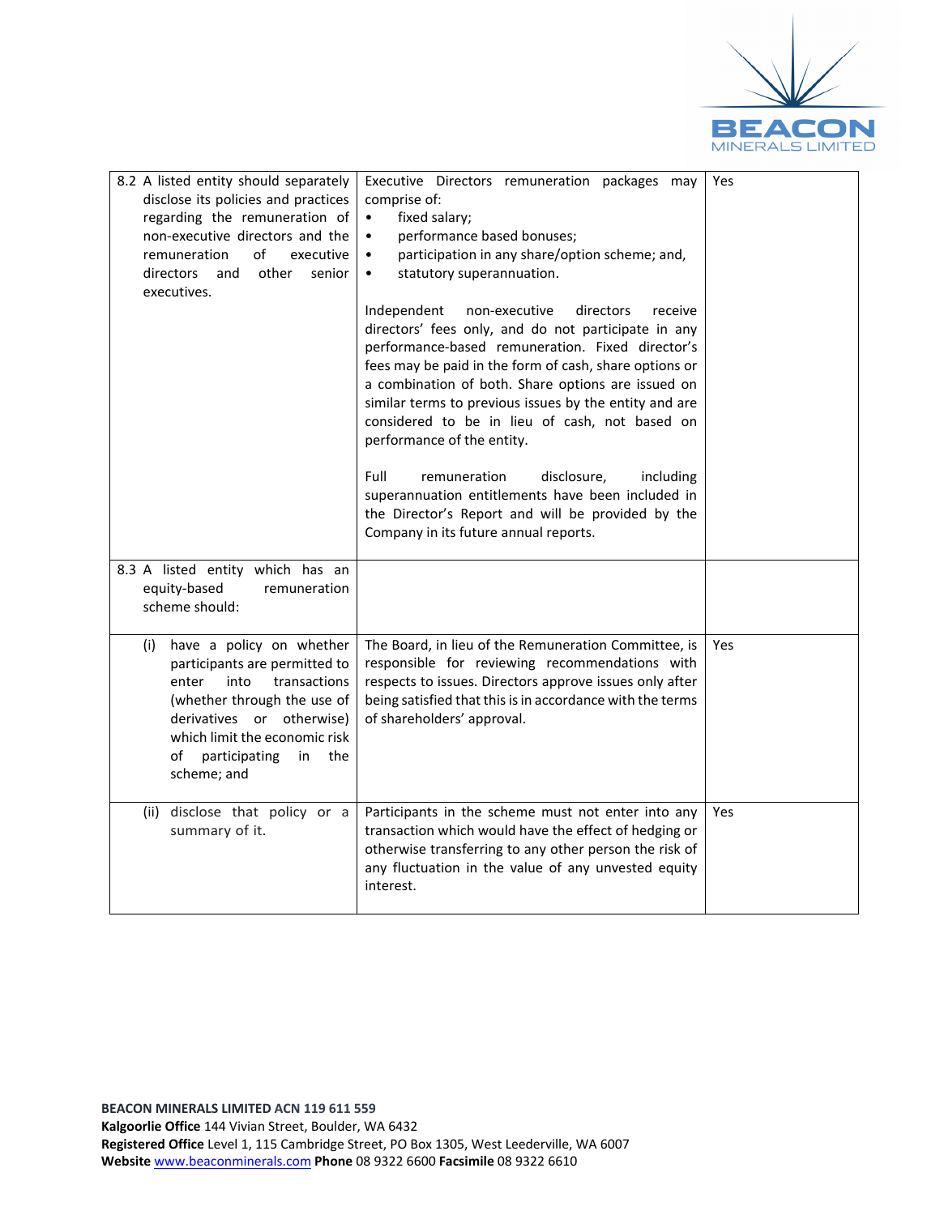| | | |
|---|---|---|
| 8.2 A listed entity should separately disclose its policies and practices regarding the remuneration of non-executive directors and the remuneration of executive directors and other senior executives. | Executive Directors remuneration packages may comprise of:<br>• fixed salary;<br>• performance based bonuses;<br>• participation in any share/option scheme; and,<br>• statutory superannuation.<br><br>Independent non-executive directors receive directors' fees only, and do not participate in any performance-based remuneration. Fixed director's fees may be paid in the form of cash, share options or a combination of both. Share options are issued on similar terms to previous issues by the entity and are considered to be in lieu of cash, not based on performance of the entity.<br><br>Full remuneration disclosure, including superannuation entitlements have been included in the Director's Report and will be provided by the Company in its future annual reports. | Yes |
| 8.3 A listed entity which has an equity-based remuneration scheme should: | | |
| (i) have a policy on whether participants are permitted to enter into transactions (whether through the use of derivatives or otherwise) which limit the economic risk of participating in the scheme; and | The Board, in lieu of the Remuneration Committee, is responsible for reviewing recommendations with respects to issues. Directors approve issues only after being satisfied that this is in accordance with the terms of shareholders' approval. | Yes |
| (ii) disclose that policy or a summary of it. | Participants in the scheme must not enter into any transaction which would have the effect of hedging or otherwise transferring to any other person the risk of any fluctuation in the value of any unvested equity interest. | Yes |